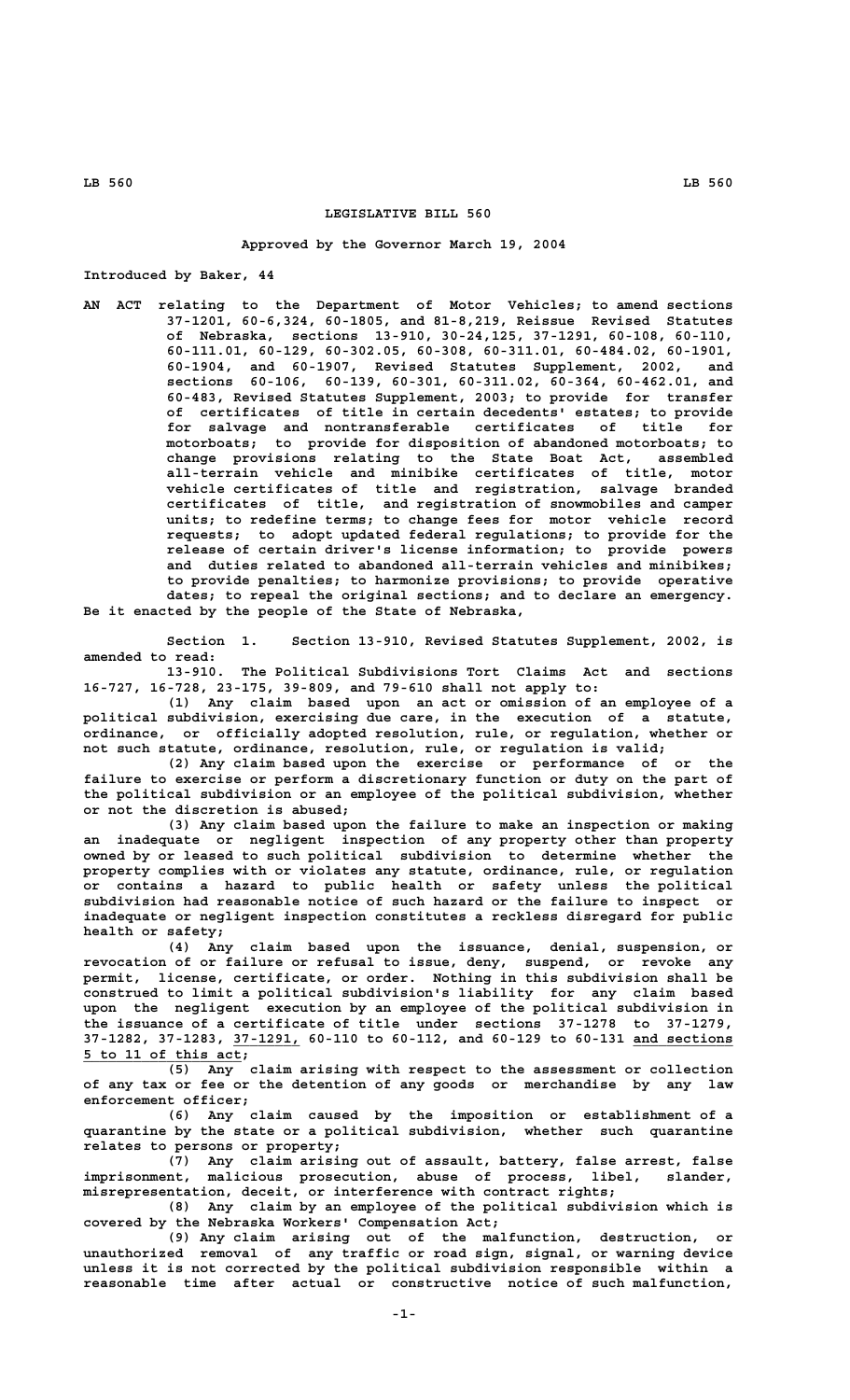# LEGISLATIVE BILL 560

**Approved by the Governor March 19, 2004**

Introduced by Baker, 44

AN ACT relating to the Department of Motor Vehicles; to amend sections 37-1201, 60-6,324, 60-1805, and 81-8,219, Reissue Revised Statutes of Nebraska, sections 13-910, 30-24,125, 37-1291, 60-108, 60-110, 60-111.01, 60-129, 60-302.05, 60-308, 60-311.01, 60-484.02, 60-1901, 60-1904, and 60-1907, Revised Statutes Supplement, 2002, and sections 60-106, 60-139, 60-301, 60-311.02, 60-364, 60-462.01, and 60-483, Revised Statutes Supplement, 2003; to provide for transfer of certificates of title in certain decedents' estates; to provide for salvage and nontransferable certificates of title for motorboats; to provide for disposition of abandoned motorboats; to change provisions relating to the State Boat Act, assembled all-terrain vehicle and minibike certificates of title, motor vehicle certificates of title and registration, salvage branded certificates of title, and registration of snowmobiles and camper units; to redefine terms; to change fees for motor vehicle record requests; to adopt updated federal regulations; to provide for the release of certain driver's license information; to provide powers and duties related to abandoned all-terrain vehicles and minibikes; to provide penalties; to harmonize provisions; to provide operative dates; to repeal the original sections; and to declare an emergency.

Be it enacted by the people of the State of Nebraska,

Section 1. Section 13-910, Revised Statutes Supplement, 2002, is amended to read:

13-910. The Political Subdivisions Tort Claims Act and sections 16-727, 16-728, 23-175, 39-809, and 79-610 shall not apply to:

(1) Any claim based upon an act or omission of an employee of a political subdivision, exercising due care, in the execution of a statute, ordinance, or officially adopted resolution, rule, or regulation, whether or not such statute, ordinance, resolution, rule, or regulation is valid;

(2) Any claim based upon the exercise or performance of or the failure to exercise or perform a discretionary function or duty on the part of the political subdivision or an employee of the political subdivision, whether or not the discretion is abused;

(3) Any claim based upon the failure to make an inspection or making an inadequate or negligent inspection of any property other than property owned by or leased to such political subdivision to determine whether the property complies with or violates any statute, ordinance, rule, or regulation or contains a hazard to public health or safety unless the political subdivision had reasonable notice of such hazard or the failure to inspect or inadequate or negligent inspection constitutes a reckless disregard for public health or safety;

(4) Any claim based upon the issuance, denial, suspension, or revocation of or failure or refusal to issue, deny, suspend, or revoke any permit, license, certificate, or order. Nothing in this subdivision shall be construed to limit a political subdivision's liability for any claim based upon the negligent execution by an employee of the political subdivision in the issuance of a certificate of title under sections 37-1278 to 37-1279, 37-1282, 37-1283, 37-1291, 60-110 to 60-112, and 60-129 to 60-131 and sections 5 to 11 of this act;

(5) Any claim arising with respect to the assessment or collection of any tax or fee or the detention of any goods or merchandise by any law enforcement officer;

(6) Any claim caused by the imposition or establishment of a quarantine by the state or a political subdivision, whether such quarantine relates to persons or property;

(7) Any claim arising out of assault, battery, false arrest, false imprisonment, malicious prosecution, abuse of process, libel, slander, misrepresentation, deceit, or interference with contract rights;

(8) Any claim by an employee of the political subdivision which is covered by the Nebraska Workers' Compensation Act;

(9) Any claim arising out of the malfunction, destruction, or unauthorized removal of any traffic or road sign, signal, or warning device unless it is not corrected by the political subdivision responsible within a reasonable time after actual or constructive notice of such malfunction,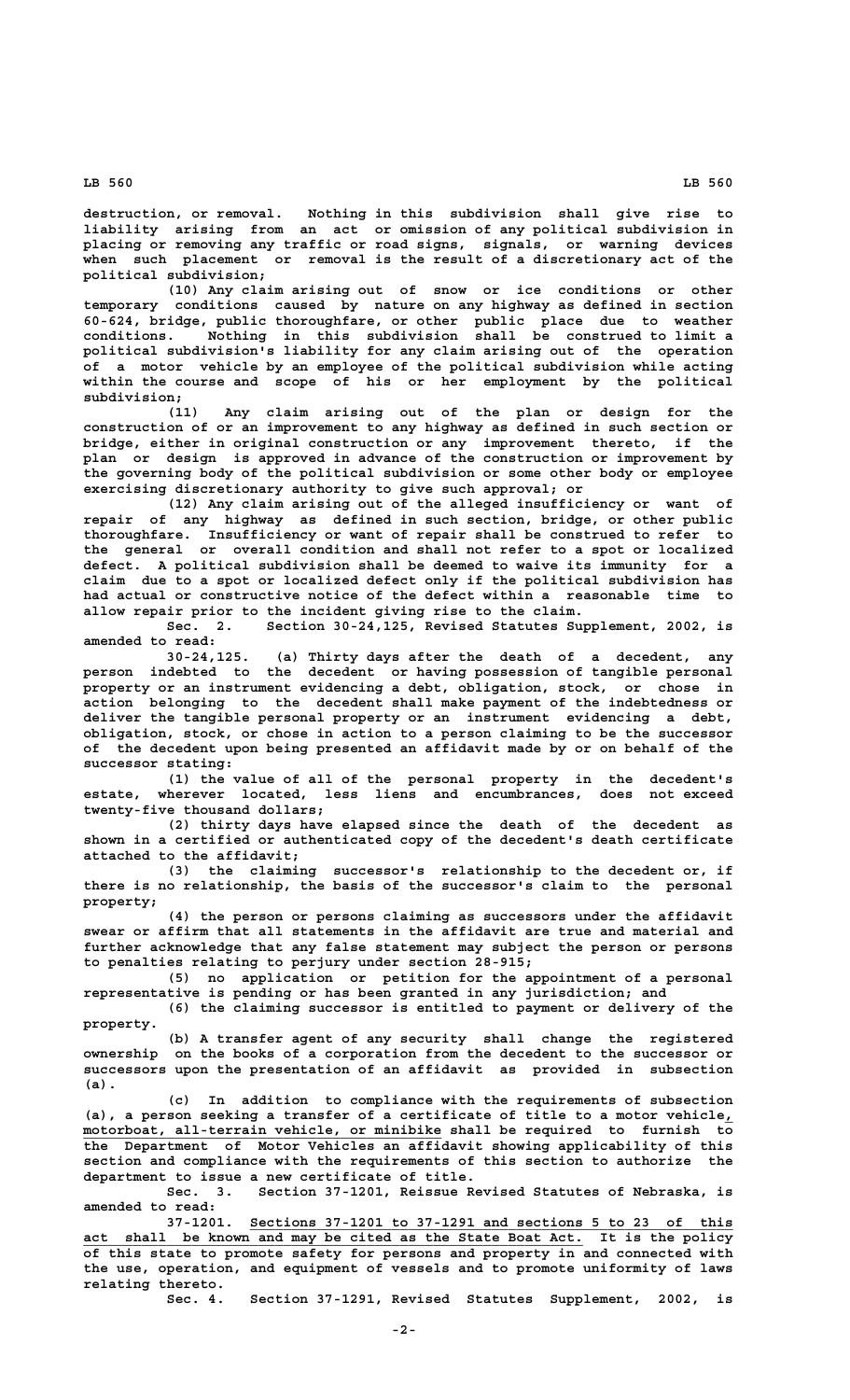destruction, or removal. Nothing in this subdivision shall give rise to liability arising from an act or omission of any political subdivision in placing or removing any traffic or road signs, signals, or warning devices when such placement or removal is the result of a discretionary act of the political subdivision;

(10) Any claim arising out of snow or ice conditions or other temporary conditions caused by nature on any highway as defined in section 60-624, bridge, public thoroughfare, or other public place due to weather conditions. Nothing in this subdivision shall be construed to limit a political subdivision's liability for any claim arising out of the operation of a motor vehicle by an employee of the political subdivision while acting within the course and scope of his or her employment by the political subdivision;

(11) Any claim arising out of the plan or design for the construction of or an improvement to any highway as defined in such section or bridge, either in original construction or any improvement thereto, if the plan or design is approved in advance of the construction or improvement by the governing body of the political subdivision or some other body or employee exercising discretionary authority to give such approval; or

(12) Any claim arising out of the alleged insufficiency or want of repair of any highway as defined in such section, bridge, or other public thoroughfare. Insufficiency or want of repair shall be construed to refer to the general or overall condition and shall not refer to a spot or localized defect. A political subdivision shall be deemed to waive its immunity for a claim due to a spot or localized defect only if the political subdivision has had actual or constructive notice of the defect within a reasonable time to allow repair prior to the incident giving rise to the claim.

Sec. 2. Section 30-24,125, Revised Statutes Supplement, 2002, is amended to read:

30-24,125. (a) Thirty days after the death of a decedent, any person indebted to the decedent or having possession of tangible personal property or an instrument evidencing a debt, obligation, stock, or chose in action belonging to the decedent shall make payment of the indebtedness or deliver the tangible personal property or an instrument evidencing a debt, obligation, stock, or chose in action to a person claiming to be the successor of the decedent upon being presented an affidavit made by or on behalf of the successor stating:

(1) the value of all of the personal property in the decedent's estate, wherever located, less liens and encumbrances, does not exceed twenty-five thousand dollars;

(2) thirty days have elapsed since the death of the decedent as shown in a certified or authenticated copy of the decedent's death certificate attached to the affidavit;

(3) the claiming successor's relationship to the decedent or, if there is no relationship, the basis of the successor's claim to the personal property;

(4) the person or persons claiming as successors under the affidavit swear or affirm that all statements in the affidavit are true and material and further acknowledge that any false statement may subject the person or persons to penalties relating to perjury under section 28-915;

(5) no application or petition for the appointment of a personal representative is pending or has been granted in any jurisdiction; and

(6) the claiming successor is entitled to payment or delivery of the property.

(b) A transfer agent of any security shall change the registered ownership on the books of a corporation from the decedent to the successor or successors upon the presentation of an affidavit as provided in subsection (a).

(c) In addition to compliance with the requirements of subsection (a), a person seeking a transfer of a certificate of title to a motor vehicle, motorboat, all-terrain vehicle, or minibike shall be required to furnish to the Department of Motor Vehicles an affidavit showing applicability of this section and compliance with the requirements of this section to authorize the department to issue a new certificate of title.

Sec. 3. Section 37-1201, Reissue Revised Statutes of Nebraska, is amended to read:

37-1201. Sections 37-1201 to 37-1291 and sections 5 to 23 of this act shall be known and may be cited as the State Boat Act. It is the policy of this state to promote safety for persons and property in and connected with the use, operation, and equipment of vessels and to promote uniformity of laws relating thereto.

Sec. 4. Section 37-1291, Revised Statutes Supplement, 2002, is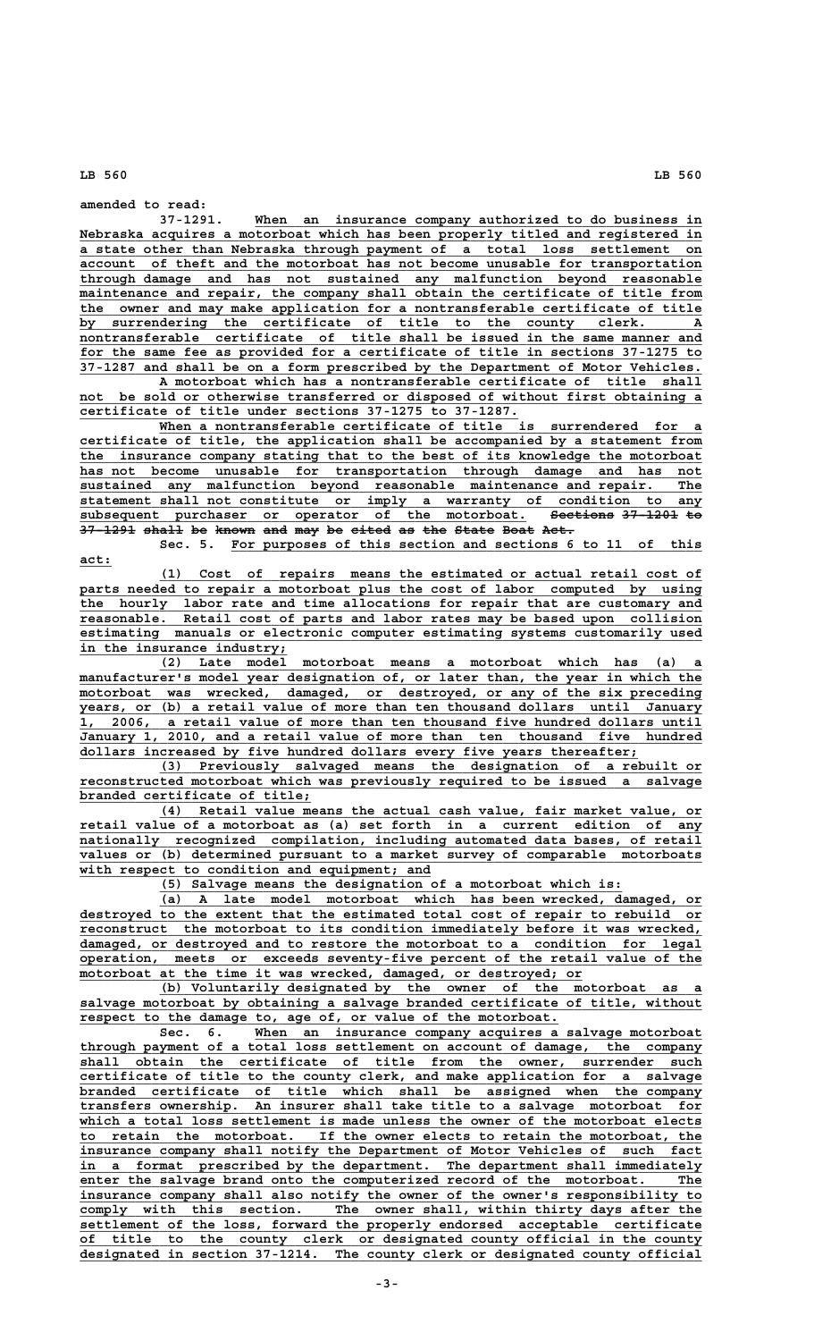amended to read:

37-1291. When an insurance company authorized to do business in Nebraska acquires a motorboat which has been properly titled and registered in a state other than Nebraska through payment of a total loss settlement on account of theft and the motorboat has not become unusable for transportation through damage and has not sustained any malfunction beyond reasonable maintenance and repair, the company shall obtain the certificate of title from the owner and may make application for a nontransferable certificate of title by surrendering the certificate of title to the county clerk. A nontransferable certificate of title shall be issued in the same manner and for the same fee as provided for a certificate of title in sections 37-1275 to 37-1287 and shall be on a form prescribed by the Department of Motor Vehicles.

A motorboat which has a nontransferable certificate of title shall not be sold or otherwise transferred or disposed of without first obtaining a certificate of title under sections 37-1275 to 37-1287.

When a nontransferable certificate of title is surrendered for a certificate of title, the application shall be accompanied by a statement from the insurance company stating that to the best of its knowledge the motorboat has not become unusable for transportation through damage and has not sustained any malfunction beyond reasonable maintenance and repair. The statement shall not constitute or imply a warranty of condition to any subsequent purchaser or operator of the motorboat. ~~Sections 37-1201 to 37-1291 shall be known and may be cited as the State Boat Act.~~

Sec. 5. For purposes of this section and sections 6 to 11 of this act:

(1) Cost of repairs means the estimated or actual retail cost of parts needed to repair a motorboat plus the cost of labor computed by using the hourly labor rate and time allocations for repair that are customary and reasonable. Retail cost of parts and labor rates may be based upon collision estimating manuals or electronic computer estimating systems customarily used in the insurance industry;

(2) Late model motorboat means a motorboat which has (a) a manufacturer's model year designation of, or later than, the year in which the motorboat was wrecked, damaged, or destroyed, or any of the six preceding years, or (b) a retail value of more than ten thousand dollars until January 1, 2006, a retail value of more than ten thousand five hundred dollars until January 1, 2010, and a retail value of more than ten thousand five hundred dollars increased by five hundred dollars every five years thereafter;

(3) Previously salvaged means the designation of a rebuilt or reconstructed motorboat which was previously required to be issued a salvage branded certificate of title;

(4) Retail value means the actual cash value, fair market value, or retail value of a motorboat as (a) set forth in a current edition of any nationally recognized compilation, including automated data bases, of retail values or (b) determined pursuant to a market survey of comparable motorboats with respect to condition and equipment; and

(5) Salvage means the designation of a motorboat which is:

(a) A late model motorboat which has been wrecked, damaged, or destroyed to the extent that the estimated total cost of repair to rebuild or reconstruct the motorboat to its condition immediately before it was wrecked, damaged, or destroyed and to restore the motorboat to a condition for legal operation, meets or exceeds seventy-five percent of the retail value of the motorboat at the time it was wrecked, damaged, or destroyed; or

(b) Voluntarily designated by the owner of the motorboat as a salvage motorboat by obtaining a salvage branded certificate of title, without respect to the damage to, age of, or value of the motorboat.

Sec. 6. When an insurance company acquires a salvage motorboat through payment of a total loss settlement on account of damage, the company shall obtain the certificate of title from the owner, surrender such certificate of title to the county clerk, and make application for a salvage branded certificate of title which shall be assigned when the company transfers ownership. An insurer shall take title to a salvage motorboat for which a total loss settlement is made unless the owner of the motorboat elects to retain the motorboat. If the owner elects to retain the motorboat, the insurance company shall notify the Department of Motor Vehicles of such fact in a format prescribed by the department. The department shall immediately enter the salvage brand onto the computerized record of the motorboat. The insurance company shall also notify the owner of the owner's responsibility to comply with this section. The owner shall, within thirty days after the settlement of the loss, forward the properly endorsed acceptable certificate of title to the county clerk or designated county official in the county designated in section 37-1214. The county clerk or designated county official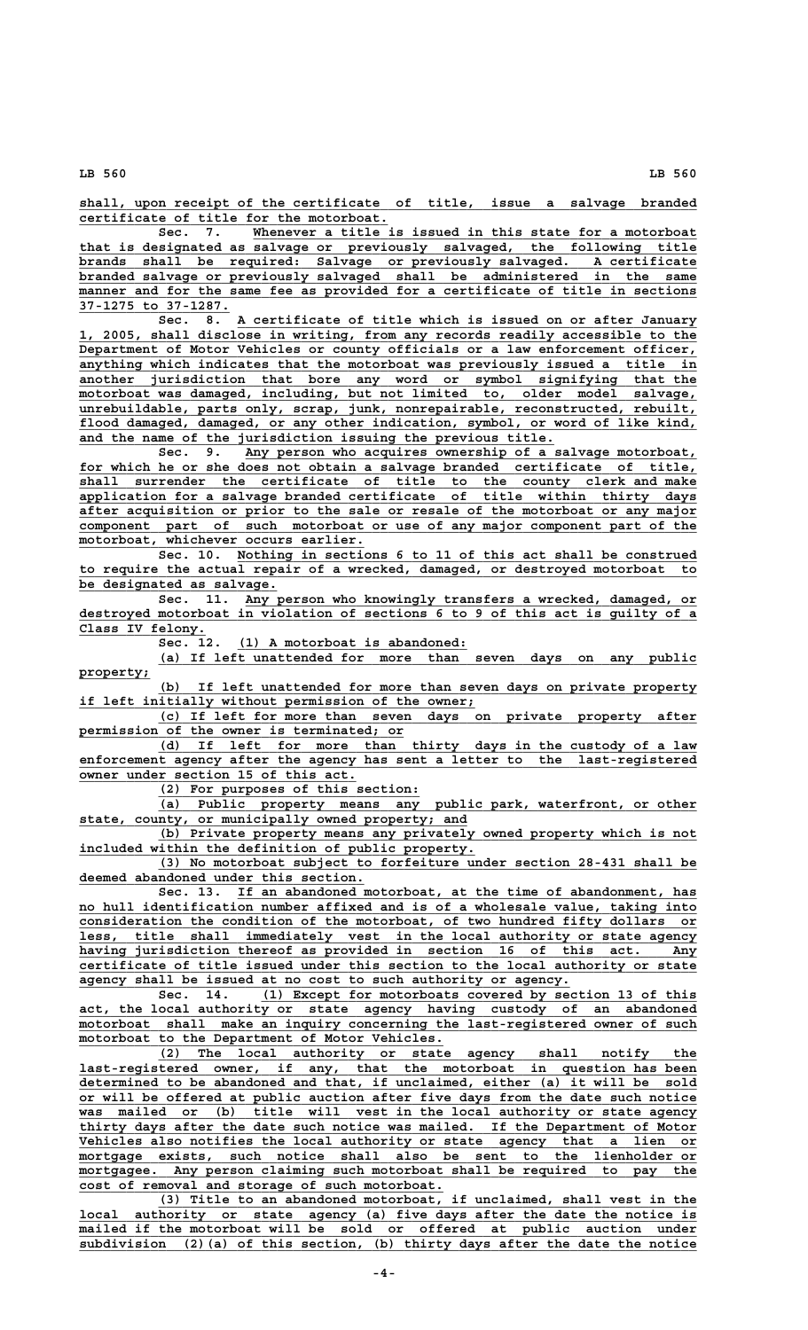shall, upon receipt of the certificate of title, issue a salvage branded certificate of title for the motorboat.

Sec. 7. Whenever a title is issued in this state for a motorboat that is designated as salvage or previously salvaged, the following title brands shall be required: Salvage or previously salvaged. A certificate branded salvage or previously salvaged shall be administered in the same manner and for the same fee as provided for a certificate of title in sections 37-1275 to 37-1287.

Sec. 8. A certificate of title which is issued on or after January 1, 2005, shall disclose in writing, from any records readily accessible to the Department of Motor Vehicles or county officials or a law enforcement officer, anything which indicates that the motorboat was previously issued a title in another jurisdiction that bore any word or symbol signifying that the motorboat was damaged, including, but not limited to, older model salvage, unrebuildable, parts only, scrap, junk, nonrepairable, reconstructed, rebuilt, flood damaged, damaged, or any other indication, symbol, or word of like kind, and the name of the jurisdiction issuing the previous title.

Sec. 9. Any person who acquires ownership of a salvage motorboat, for which he or she does not obtain a salvage branded certificate of title, shall surrender the certificate of title to the county clerk and make application for a salvage branded certificate of title within thirty days after acquisition or prior to the sale or resale of the motorboat or any major component part of such motorboat or use of any major component part of the motorboat, whichever occurs earlier.

Sec. 10. Nothing in sections 6 to 11 of this act shall be construed to require the actual repair of a wrecked, damaged, or destroyed motorboat to be designated as salvage.

Sec. 11. Any person who knowingly transfers a wrecked, damaged, or destroyed motorboat in violation of sections 6 to 9 of this act is guilty of a Class IV felony.

Sec. 12. (1) A motorboat is abandoned:

(a) If left unattended for more than seven days on any public property;

(b) If left unattended for more than seven days on private property if left initially without permission of the owner;

(c) If left for more than seven days on private property after permission of the owner is terminated; or

(d) If left for more than thirty days in the custody of a law enforcement agency after the agency has sent a letter to the last-registered owner under section 15 of this act.

(2) For purposes of this section:

(a) Public property means any public park, waterfront, or other state, county, or municipally owned property; and

(b) Private property means any privately owned property which is not included within the definition of public property.

(3) No motorboat subject to forfeiture under section 28-431 shall be deemed abandoned under this section.

Sec. 13. If an abandoned motorboat, at the time of abandonment, has no hull identification number affixed and is of a wholesale value, taking into consideration the condition of the motorboat, of two hundred fifty dollars or less, title shall immediately vest in the local authority or state agency having jurisdiction thereof as provided in section 16 of this act. Any certificate of title issued under this section to the local authority or state agency shall be issued at no cost to such authority or agency.

Sec. 14. (1) Except for motorboats covered by section 13 of this act, the local authority or state agency having custody of an abandoned motorboat shall make an inquiry concerning the last-registered owner of such motorboat to the Department of Motor Vehicles.

(2) The local authority or state agency shall notify the last-registered owner, if any, that the motorboat in question has been determined to be abandoned and that, if unclaimed, either (a) it will be sold or will be offered at public auction after five days from the date such notice was mailed or (b) title will vest in the local authority or state agency thirty days after the date such notice was mailed. If the Department of Motor Vehicles also notifies the local authority or state agency that a lien or mortgage exists, such notice shall also be sent to the lienholder or mortgagee. Any person claiming such motorboat shall be required to pay the cost of removal and storage of such motorboat.

(3) Title to an abandoned motorboat, if unclaimed, shall vest in the local authority or state agency (a) five days after the date the notice is mailed if the motorboat will be sold or offered at public auction under subdivision (2)(a) of this section, (b) thirty days after the date the notice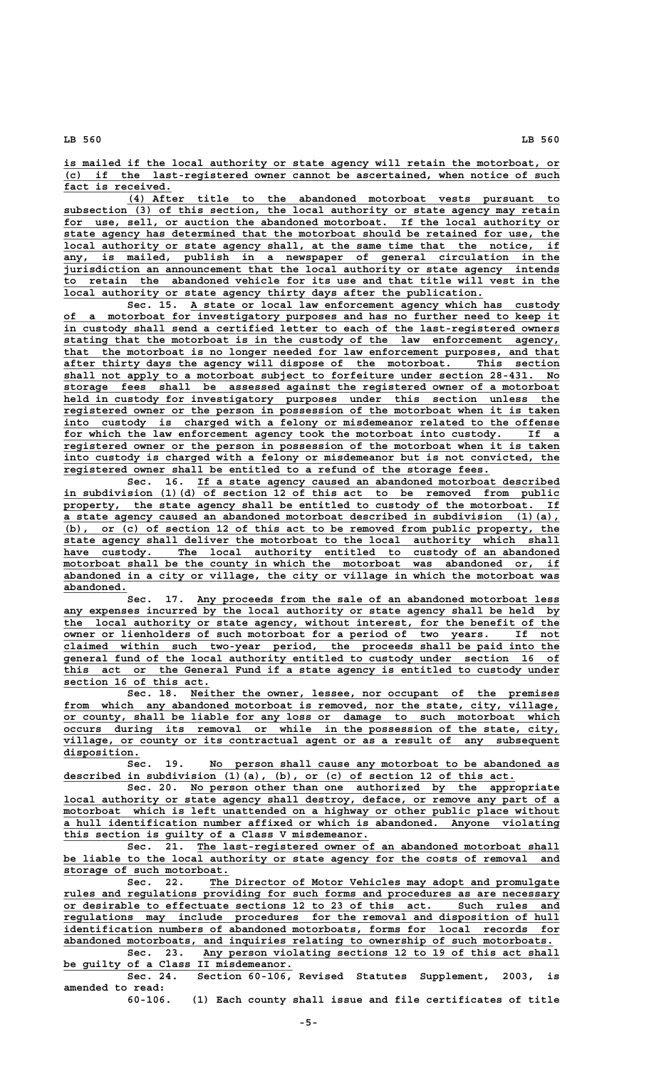is mailed if the local authority or state agency will retain the motorboat, or (c) if the last-registered owner cannot be ascertained, when notice of such fact is received.

(4) After title to the abandoned motorboat vests pursuant to subsection (3) of this section, the local authority or state agency may retain for use, sell, or auction the abandoned motorboat. If the local authority or state agency has determined that the motorboat should be retained for use, the local authority or state agency shall, at the same time that the notice, if any, is mailed, publish in a newspaper of general circulation in the jurisdiction an announcement that the local authority or state agency intends to retain the abandoned vehicle for its use and that title will vest in the local authority or state agency thirty days after the publication.

Sec. 15. A state or local law enforcement agency which has custody of a motorboat for investigatory purposes and has no further need to keep it in custody shall send a certified letter to each of the last-registered owners stating that the motorboat is in the custody of the law enforcement agency, that the motorboat is no longer needed for law enforcement purposes, and that after thirty days the agency will dispose of the motorboat. This section shall not apply to a motorboat subject to forfeiture under section 28-431. No storage fees shall be assessed against the registered owner of a motorboat held in custody for investigatory purposes under this section unless the registered owner or the person in possession of the motorboat when it is taken into custody is charged with a felony or misdemeanor related to the offense for which the law enforcement agency took the motorboat into custody. If a registered owner or the person in possession of the motorboat when it is taken into custody is charged with a felony or misdemeanor but is not convicted, the registered owner shall be entitled to a refund of the storage fees.

Sec. 16. If a state agency caused an abandoned motorboat described in subdivision (1)(d) of section 12 of this act to be removed from public property, the state agency shall be entitled to custody of the motorboat. If a state agency caused an abandoned motorboat described in subdivision (1)(a), (b), or (c) of section 12 of this act to be removed from public property, the state agency shall deliver the motorboat to the local authority which shall have custody. The local authority entitled to custody of an abandoned motorboat shall be the county in which the motorboat was abandoned or, if abandoned in a city or village, the city or village in which the motorboat was abandoned.

Sec. 17. Any proceeds from the sale of an abandoned motorboat less any expenses incurred by the local authority or state agency shall be held by the local authority or state agency, without interest, for the benefit of the owner or lienholders of such motorboat for a period of two years. If not claimed within such two-year period, the proceeds shall be paid into the general fund of the local authority entitled to custody under section 16 of this act or the General Fund if a state agency is entitled to custody under section 16 of this act.

Sec. 18. Neither the owner, lessee, nor occupant of the premises from which any abandoned motorboat is removed, nor the state, city, village, or county, shall be liable for any loss or damage to such motorboat which occurs during its removal or while in the possession of the state, city, village, or county or its contractual agent or as a result of any subsequent disposition.

Sec. 19. No person shall cause any motorboat to be abandoned as described in subdivision (1)(a), (b), or (c) of section 12 of this act.

Sec. 20. No person other than one authorized by the appropriate local authority or state agency shall destroy, deface, or remove any part of a motorboat which is left unattended on a highway or other public place without a hull identification number affixed or which is abandoned. Anyone violating this section is guilty of a Class V misdemeanor.

Sec. 21. The last-registered owner of an abandoned motorboat shall be liable to the local authority or state agency for the costs of removal and storage of such motorboat.

Sec. 22. The Director of Motor Vehicles may adopt and promulgate rules and regulations providing for such forms and procedures as are necessary or desirable to effectuate sections 12 to 23 of this act. Such rules and regulations may include procedures for the removal and disposition of hull identification numbers of abandoned motorboats, forms for local records for abandoned motorboats, and inquiries relating to ownership of such motorboats.

Sec. 23. Any person violating sections 12 to 19 of this act shall be guilty of a Class II misdemeanor.

Sec. 24. Section 60-106, Revised Statutes Supplement, 2003, is amended to read:

60-106. (1) Each county shall issue and file certificates of title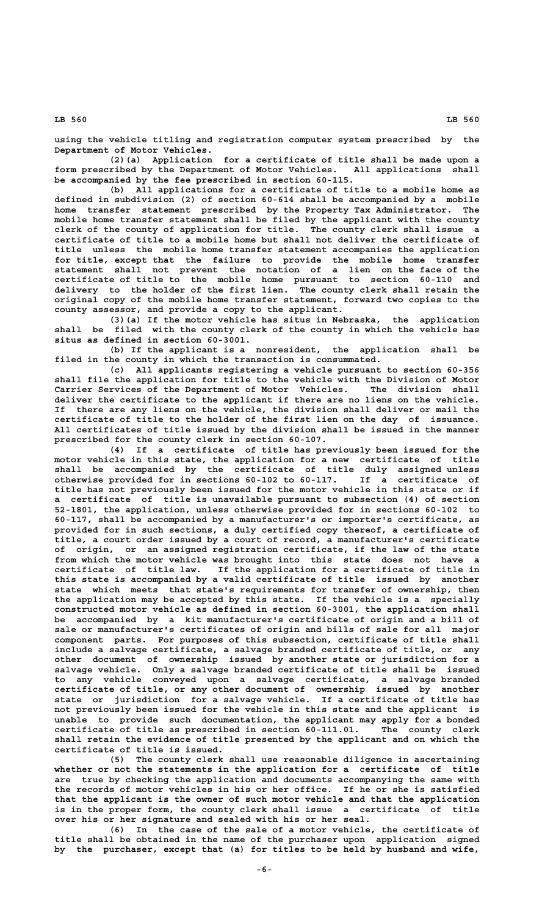using the vehicle titling and registration computer system prescribed by the Department of Motor Vehicles.

(2)(a) Application for a certificate of title shall be made upon a form prescribed by the Department of Motor Vehicles. All applications shall be accompanied by the fee prescribed in section 60-115.

(b) All applications for a certificate of title to a mobile home as defined in subdivision (2) of section 60-614 shall be accompanied by a mobile home transfer statement prescribed by the Property Tax Administrator. The mobile home transfer statement shall be filed by the applicant with the county clerk of the county of application for title. The county clerk shall issue a certificate of title to a mobile home but shall not deliver the certificate of title unless the mobile home transfer statement accompanies the application for title, except that the failure to provide the mobile home transfer statement shall not prevent the notation of a lien on the face of the certificate of title to the mobile home pursuant to section 60-110 and delivery to the holder of the first lien. The county clerk shall retain the original copy of the mobile home transfer statement, forward two copies to the county assessor, and provide a copy to the applicant.

(3)(a) If the motor vehicle has situs in Nebraska, the application shall be filed with the county clerk of the county in which the vehicle has situs as defined in section 60-3001.

(b) If the applicant is a nonresident, the application shall be filed in the county in which the transaction is consummated.

(c) All applicants registering a vehicle pursuant to section 60-356 shall file the application for title to the vehicle with the Division of Motor Carrier Services of the Department of Motor Vehicles. The division shall deliver the certificate to the applicant if there are no liens on the vehicle. If there are any liens on the vehicle, the division shall deliver or mail the certificate of title to the holder of the first lien on the day of issuance. All certificates of title issued by the division shall be issued in the manner prescribed for the county clerk in section 60-107.

(4) If a certificate of title has previously been issued for the motor vehicle in this state, the application for a new certificate of title shall be accompanied by the certificate of title duly assigned unless otherwise provided for in sections 60-102 to 60-117. If a certificate of title has not previously been issued for the motor vehicle in this state or if a certificate of title is unavailable pursuant to subsection (4) of section 52-1801, the application, unless otherwise provided for in sections 60-102 to 60-117, shall be accompanied by a manufacturer's or importer's certificate, as provided for in such sections, a duly certified copy thereof, a certificate of title, a court order issued by a court of record, a manufacturer's certificate of origin, or an assigned registration certificate, if the law of the state from which the motor vehicle was brought into this state does not have a certificate of title law. If the application for a certificate of title in this state is accompanied by a valid certificate of title issued by another state which meets that state's requirements for transfer of ownership, then the application may be accepted by this state. If the vehicle is a specially constructed motor vehicle as defined in section 60-3001, the application shall be accompanied by a kit manufacturer's certificate of origin and a bill of sale or manufacturer's certificates of origin and bills of sale for all major component parts. For purposes of this subsection, certificate of title shall include a salvage certificate, a salvage branded certificate of title, or any other document of ownership issued by another state or jurisdiction for a salvage vehicle. Only a salvage branded certificate of title shall be issued to any vehicle conveyed upon a salvage certificate, a salvage branded certificate of title, or any other document of ownership issued by another state or jurisdiction for a salvage vehicle. If a certificate of title has not previously been issued for the vehicle in this state and the applicant is unable to provide such documentation, the applicant may apply for a bonded certificate of title as prescribed in section 60-111.01. The county clerk shall retain the evidence of title presented by the applicant and on which the certificate of title is issued.

(5) The county clerk shall use reasonable diligence in ascertaining whether or not the statements in the application for a certificate of title are true by checking the application and documents accompanying the same with the records of motor vehicles in his or her office. If he or she is satisfied that the applicant is the owner of such motor vehicle and that the application is in the proper form, the county clerk shall issue a certificate of title over his or her signature and sealed with his or her seal.

(6) In the case of the sale of a motor vehicle, the certificate of title shall be obtained in the name of the purchaser upon application signed by the purchaser, except that (a) for titles to be held by husband and wife,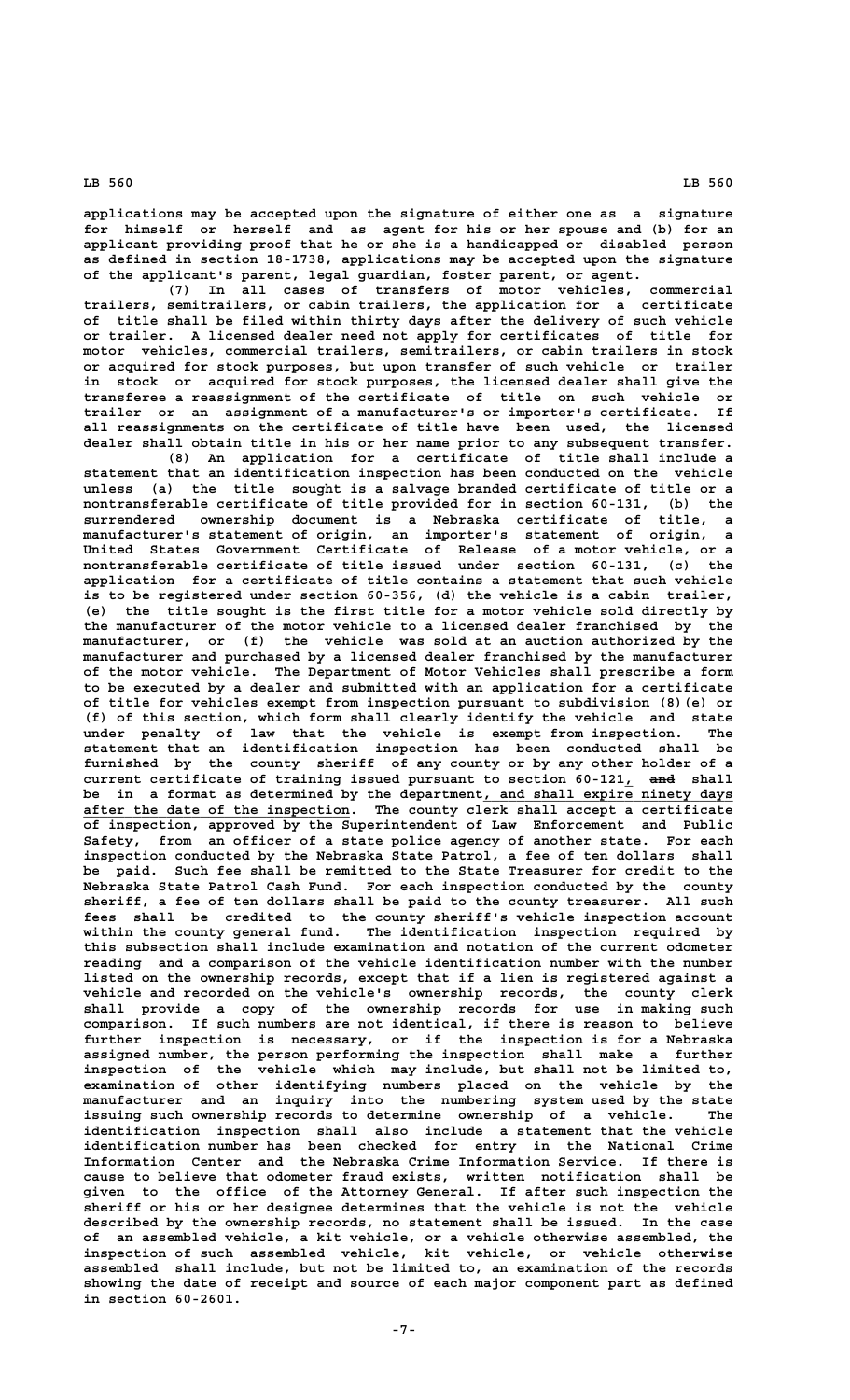applications may be accepted upon the signature of either one as a signature for himself or herself and as agent for his or her spouse and (b) for an applicant providing proof that he or she is a handicapped or disabled person as defined in section 18-1738, applications may be accepted upon the signature of the applicant's parent, legal guardian, foster parent, or agent.

(7) In all cases of transfers of motor vehicles, commercial trailers, semitrailers, or cabin trailers, the application for a certificate of title shall be filed within thirty days after the delivery of such vehicle or trailer. A licensed dealer need not apply for certificates of title for motor vehicles, commercial trailers, semitrailers, or cabin trailers in stock or acquired for stock purposes, but upon transfer of such vehicle or trailer in stock or acquired for stock purposes, the licensed dealer shall give the transferee a reassignment of the certificate of title on such vehicle or trailer or an assignment of a manufacturer's or importer's certificate. If all reassignments on the certificate of title have been used, the licensed dealer shall obtain title in his or her name prior to any subsequent transfer.

(8) An application for a certificate of title shall include a statement that an identification inspection has been conducted on the vehicle unless (a) the title sought is a salvage branded certificate of title or a nontransferable certificate of title provided for in section 60-131, (b) the surrendered ownership document is a Nebraska certificate of title, a manufacturer's statement of origin, an importer's statement of origin, a United States Government Certificate of Release of a motor vehicle, or a nontransferable certificate of title issued under section 60-131, (c) the application for a certificate of title contains a statement that such vehicle is to be registered under section 60-356, (d) the vehicle is a cabin trailer, (e) the title sought is the first title for a motor vehicle sold directly by the manufacturer of the motor vehicle to a licensed dealer franchised by the manufacturer, or (f) the vehicle was sold at an auction authorized by the manufacturer and purchased by a licensed dealer franchised by the manufacturer of the motor vehicle. The Department of Motor Vehicles shall prescribe a form to be executed by a dealer and submitted with an application for a certificate of title for vehicles exempt from inspection pursuant to subdivision (8)(e) or (f) of this section, which form shall clearly identify the vehicle and state under penalty of law that the vehicle is exempt from inspection. The statement that an identification inspection has been conducted shall be furnished by the county sheriff of any county or by any other holder of a current certificate of training issued pursuant to section 60-121, ~~and~~ shall be in a format as determined by the department, and shall expire ninety days after the date of the inspection. The county clerk shall accept a certificate of inspection, approved by the Superintendent of Law Enforcement and Public Safety, from an officer of a state police agency of another state. For each inspection conducted by the Nebraska State Patrol, a fee of ten dollars shall be paid. Such fee shall be remitted to the State Treasurer for credit to the Nebraska State Patrol Cash Fund. For each inspection conducted by the county sheriff, a fee of ten dollars shall be paid to the county treasurer. All such fees shall be credited to the county sheriff's vehicle inspection account within the county general fund. The identification inspection required by this subsection shall include examination and notation of the current odometer reading and a comparison of the vehicle identification number with the number listed on the ownership records, except that if a lien is registered against a vehicle and recorded on the vehicle's ownership records, the county clerk shall provide a copy of the ownership records for use in making such comparison. If such numbers are not identical, if there is reason to believe further inspection is necessary, or if the inspection is for a Nebraska assigned number, the person performing the inspection shall make a further inspection of the vehicle which may include, but shall not be limited to, examination of other identifying numbers placed on the vehicle by the manufacturer and an inquiry into the numbering system used by the state issuing such ownership records to determine ownership of a vehicle. The identification inspection shall also include a statement that the vehicle identification number has been checked for entry in the National Crime Information Center and the Nebraska Crime Information Service. If there is cause to believe that odometer fraud exists, written notification shall be given to the office of the Attorney General. If after such inspection the sheriff or his or her designee determines that the vehicle is not the vehicle described by the ownership records, no statement shall be issued. In the case of an assembled vehicle, a kit vehicle, or a vehicle otherwise assembled, the inspection of such assembled vehicle, kit vehicle, or vehicle otherwise assembled shall include, but not be limited to, an examination of the records showing the date of receipt and source of each major component part as defined in section 60-2601.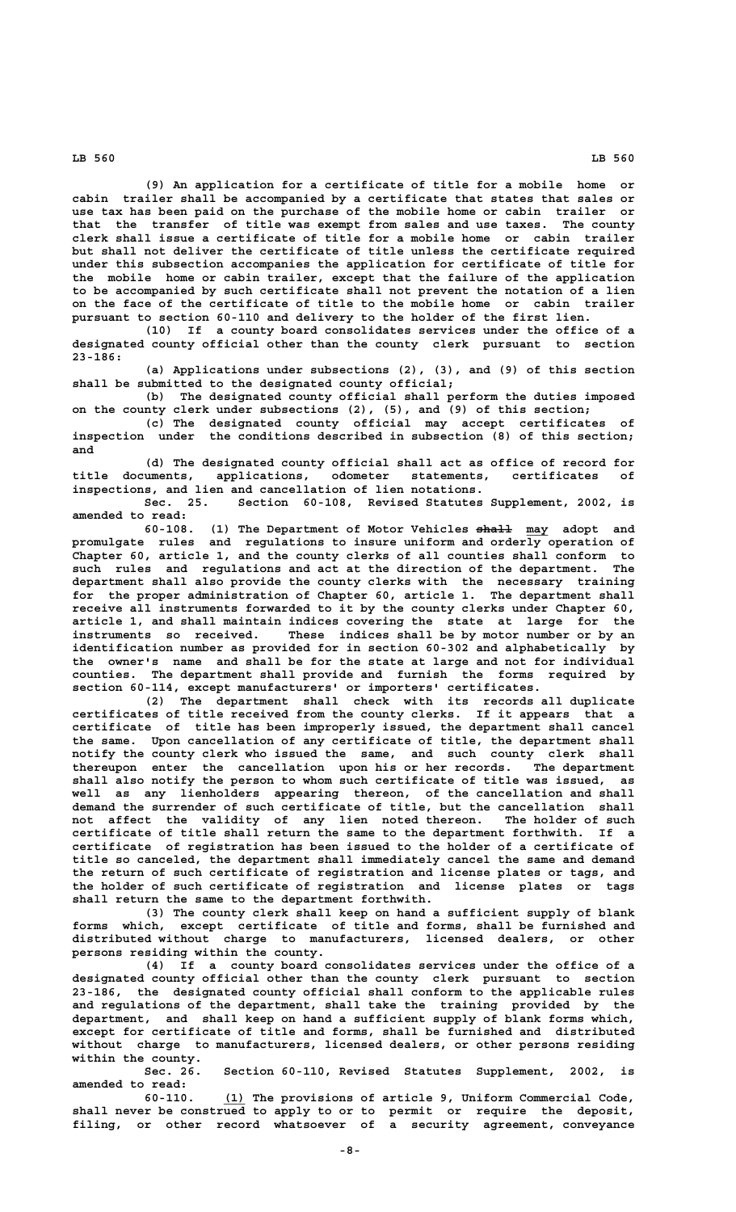(9) An application for a certificate of title for a mobile home or cabin trailer shall be accompanied by a certificate that states that sales or use tax has been paid on the purchase of the mobile home or cabin trailer or that the transfer of title was exempt from sales and use taxes. The county clerk shall issue a certificate of title for a mobile home or cabin trailer but shall not deliver the certificate of title unless the certificate required under this subsection accompanies the application for certificate of title for the mobile home or cabin trailer, except that the failure of the application to be accompanied by such certificate shall not prevent the notation of a lien on the face of the certificate of title to the mobile home or cabin trailer pursuant to section 60-110 and delivery to the holder of the first lien.

(10) If a county board consolidates services under the office of a designated county official other than the county clerk pursuant to section 23-186:

(a) Applications under subsections (2), (3), and (9) of this section shall be submitted to the designated county official;

(b) The designated county official shall perform the duties imposed on the county clerk under subsections (2), (5), and (9) of this section;

(c) The designated county official may accept certificates of inspection under the conditions described in subsection (8) of this section; and

(d) The designated county official shall act as office of record for title documents, applications, odometer statements, certificates of inspections, and lien and cancellation of lien notations.

Sec. 25. Section 60-108, Revised Statutes Supplement, 2002, is amended to read:

60-108. (1) The Department of Motor Vehicles ~~shall~~ may adopt and promulgate rules and regulations to insure uniform and orderly operation of Chapter 60, article 1, and the county clerks of all counties shall conform to such rules and regulations and act at the direction of the department. The department shall also provide the county clerks with the necessary training for the proper administration of Chapter 60, article 1. The department shall receive all instruments forwarded to it by the county clerks under Chapter 60, article 1, and shall maintain indices covering the state at large for the instruments so received. These indices shall be by motor number or by an identification number as provided for in section 60-302 and alphabetically by the owner's name and shall be for the state at large and not for individual counties. The department shall provide and furnish the forms required by section 60-114, except manufacturers' or importers' certificates.

(2) The department shall check with its records all duplicate certificates of title received from the county clerks. If it appears that a certificate of title has been improperly issued, the department shall cancel the same. Upon cancellation of any certificate of title, the department shall notify the county clerk who issued the same, and such county clerk shall thereupon enter the cancellation upon his or her records. The department shall also notify the person to whom such certificate of title was issued, as well as any lienholders appearing thereon, of the cancellation and shall demand the surrender of such certificate of title, but the cancellation shall not affect the validity of any lien noted thereon. The holder of such certificate of title shall return the same to the department forthwith. If a certificate of registration has been issued to the holder of a certificate of title so canceled, the department shall immediately cancel the same and demand the return of such certificate of registration and license plates or tags, and the holder of such certificate of registration and license plates or tags shall return the same to the department forthwith.

(3) The county clerk shall keep on hand a sufficient supply of blank forms which, except certificate of title and forms, shall be furnished and distributed without charge to manufacturers, licensed dealers, or other persons residing within the county.

(4) If a county board consolidates services under the office of a designated county official other than the county clerk pursuant to section 23-186, the designated county official shall conform to the applicable rules and regulations of the department, shall take the training provided by the department, and shall keep on hand a sufficient supply of blank forms which, except for certificate of title and forms, shall be furnished and distributed without charge to manufacturers, licensed dealers, or other persons residing within the county.

Sec. 26. Section 60-110, Revised Statutes Supplement, 2002, is amended to read:

60-110. (1) The provisions of article 9, Uniform Commercial Code, shall never be construed to apply to or to permit or require the deposit, filing, or other record whatsoever of a security agreement, conveyance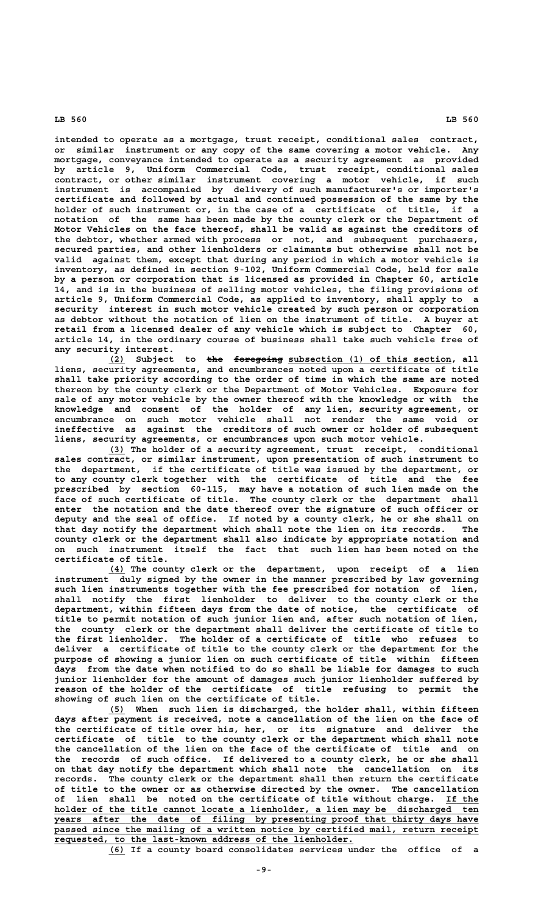intended to operate as a mortgage, trust receipt, conditional sales contract, or similar instrument or any copy of the same covering a motor vehicle. Any mortgage, conveyance intended to operate as a security agreement as provided by article 9, Uniform Commercial Code, trust receipt, conditional sales contract, or other similar instrument covering a motor vehicle, if such instrument is accompanied by delivery of such manufacturer's or importer's certificate and followed by actual and continued possession of the same by the holder of such instrument or, in the case of a certificate of title, if a notation of the same has been made by the county clerk or the Department of Motor Vehicles on the face thereof, shall be valid as against the creditors of the debtor, whether armed with process or not, and subsequent purchasers, secured parties, and other lienholders or claimants but otherwise shall not be valid against them, except that during any period in which a motor vehicle is inventory, as defined in section 9-102, Uniform Commercial Code, held for sale by a person or corporation that is licensed as provided in Chapter 60, article 14, and is in the business of selling motor vehicles, the filing provisions of article 9, Uniform Commercial Code, as applied to inventory, shall apply to a security interest in such motor vehicle created by such person or corporation as debtor without the notation of lien on the instrument of title. A buyer at retail from a licensed dealer of any vehicle which is subject to Chapter 60, article 14, in the ordinary course of business shall take such vehicle free of any security interest.

(2) Subject to ~~the foregoing~~ subsection (1) of this section, all liens, security agreements, and encumbrances noted upon a certificate of title shall take priority according to the order of time in which the same are noted thereon by the county clerk or the Department of Motor Vehicles. Exposure for sale of any motor vehicle by the owner thereof with the knowledge or with the knowledge and consent of the holder of any lien, security agreement, or encumbrance on such motor vehicle shall not render the same void or ineffective as against the creditors of such owner or holder of subsequent liens, security agreements, or encumbrances upon such motor vehicle.

(3) The holder of a security agreement, trust receipt, conditional sales contract, or similar instrument, upon presentation of such instrument to the department, if the certificate of title was issued by the department, or to any county clerk together with the certificate of title and the fee prescribed by section 60-115, may have a notation of such lien made on the face of such certificate of title. The county clerk or the department shall enter the notation and the date thereof over the signature of such officer or deputy and the seal of office. If noted by a county clerk, he or she shall on that day notify the department which shall note the lien on its records. The county clerk or the department shall also indicate by appropriate notation and on such instrument itself the fact that such lien has been noted on the certificate of title.

(4) The county clerk or the department, upon receipt of a lien instrument duly signed by the owner in the manner prescribed by law governing such lien instruments together with the fee prescribed for notation of lien, shall notify the first lienholder to deliver to the county clerk or the department, within fifteen days from the date of notice, the certificate of title to permit notation of such junior lien and, after such notation of lien, the county clerk or the department shall deliver the certificate of title to the first lienholder. The holder of a certificate of title who refuses to deliver a certificate of title to the county clerk or the department for the purpose of showing a junior lien on such certificate of title within fifteen days from the date when notified to do so shall be liable for damages to such junior lienholder for the amount of damages such junior lienholder suffered by reason of the holder of the certificate of title refusing to permit the showing of such lien on the certificate of title.

(5) When such lien is discharged, the holder shall, within fifteen days after payment is received, note a cancellation of the lien on the face of the certificate of title over his, her, or its signature and deliver the certificate of title to the county clerk or the department which shall note the cancellation of the lien on the face of the certificate of title and on the records of such office. If delivered to a county clerk, he or she shall on that day notify the department which shall note the cancellation on its records. The county clerk or the department shall then return the certificate of title to the owner or as otherwise directed by the owner. The cancellation of lien shall be noted on the certificate of title without charge. If the holder of the title cannot locate a lienholder, a lien may be discharged ten years after the date of filing by presenting proof that thirty days have passed since the mailing of a written notice by certified mail, return receipt requested, to the last-known address of the lienholder.

(6) If a county board consolidates services under the office of a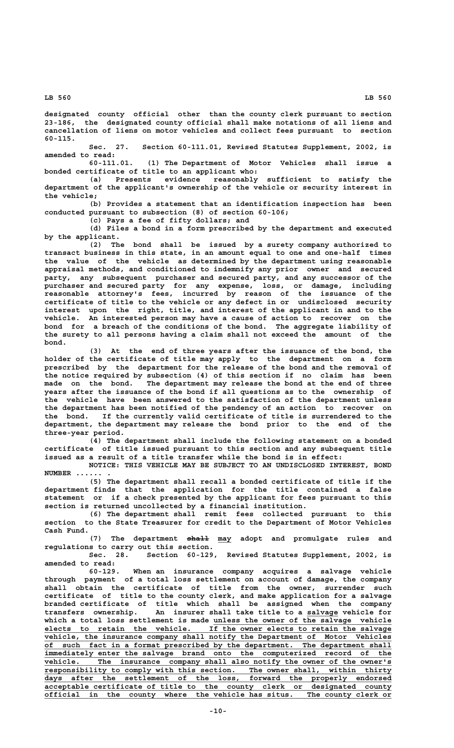designated county official other than the county clerk pursuant to section 23-186, the designated county official shall make notations of all liens and cancellation of liens on motor vehicles and collect fees pursuant to section 60-115.

Sec. 27. Section 60-111.01, Revised Statutes Supplement, 2002, is amended to read:

60-111.01. (1) The Department of Motor Vehicles shall issue a bonded certificate of title to an applicant who:

(a) Presents evidence reasonably sufficient to satisfy the department of the applicant's ownership of the vehicle or security interest in the vehicle;

(b) Provides a statement that an identification inspection has been conducted pursuant to subsection (8) of section 60-106;

(c) Pays a fee of fifty dollars; and

(d) Files a bond in a form prescribed by the department and executed by the applicant.

(2) The bond shall be issued by a surety company authorized to transact business in this state, in an amount equal to one and one-half times the value of the vehicle as determined by the department using reasonable appraisal methods, and conditioned to indemnify any prior owner and secured party, any subsequent purchaser and secured party, and any successor of the purchaser and secured party for any expense, loss, or damage, including reasonable attorney's fees, incurred by reason of the issuance of the certificate of title to the vehicle or any defect in or undisclosed security interest upon the right, title, and interest of the applicant in and to the vehicle. An interested person may have a cause of action to recover on the bond for a breach of the conditions of the bond. The aggregate liability of the surety to all persons having a claim shall not exceed the amount of the bond.

(3) At the end of three years after the issuance of the bond, the holder of the certificate of title may apply to the department on a form prescribed by the department for the release of the bond and the removal of the notice required by subsection (4) of this section if no claim has been made on the bond. The department may release the bond at the end of three years after the issuance of the bond if all questions as to the ownership of the vehicle have been answered to the satisfaction of the department unless the department has been notified of the pendency of an action to recover on the bond. If the currently valid certificate of title is surrendered to the department, the department may release the bond prior to the end of the three-year period.

(4) The department shall include the following statement on a bonded certificate of title issued pursuant to this section and any subsequent title issued as a result of a title transfer while the bond is in effect:

NOTICE: THIS VEHICLE MAY BE SUBJECT TO AN UNDISCLOSED INTEREST, BOND NUMBER ...... .

(5) The department shall recall a bonded certificate of title if the department finds that the application for the title contained a false statement or if a check presented by the applicant for fees pursuant to this section is returned uncollected by a financial institution.

(6) The department shall remit fees collected pursuant to this section to the State Treasurer for credit to the Department of Motor Vehicles Cash Fund.

(7) The department ~~shall~~ <u>may</u> adopt and promulgate rules and regulations to carry out this section.

Sec. 28. Section 60-129, Revised Statutes Supplement, 2002, is amended to read:

60-129. When an insurance company acquires a salvage vehicle through payment of a total loss settlement on account of damage, the company shall obtain the certificate of title from the owner, surrender such certificate of title to the county clerk, and make application for a salvage branded certificate of title which shall be assigned when the company transfers ownership. An insurer shall take title to a <u>salvage</u> vehicle for which a total loss settlement is made <u>unless the owner of the salvage vehicle elects to retain the vehicle. If the owner elects to retain the salvage vehicle, the insurance company shall notify the Department of Motor Vehicles of such fact in a format prescribed by the department. The department shall immediately enter the salvage brand onto the computerized record of the vehicle. The insurance company shall also notify the owner of the owner's responsibility to comply with this section. The owner shall, within thirty days after the settlement of the loss, forward the properly endorsed acceptable certificate of title to the county clerk or designated county official in the county where the vehicle has situs. The county clerk or</u>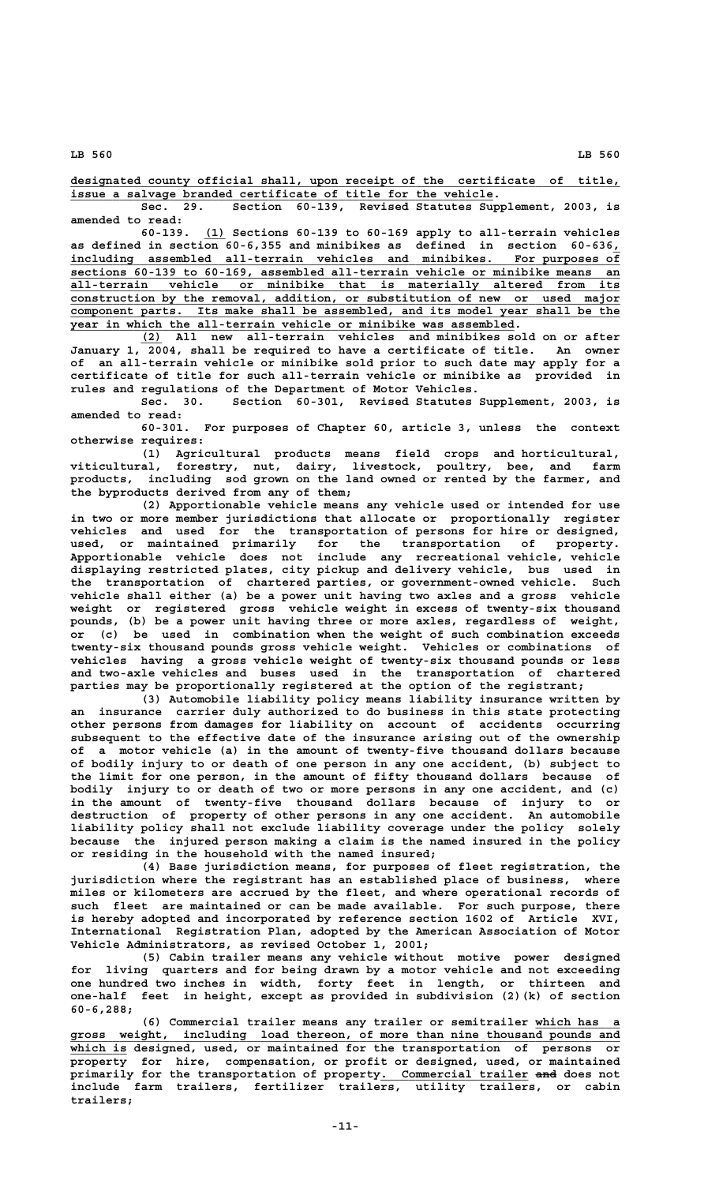designated county official shall, upon receipt of the certificate of title, issue a salvage branded certificate of title for the vehicle.

Sec. 29. Section 60-139, Revised Statutes Supplement, 2003, is amended to read:

60-139. (1) Sections 60-139 to 60-169 apply to all-terrain vehicles as defined in section 60-6,355 and minibikes as defined in section 60-636, including assembled all-terrain vehicles and minibikes. For purposes of sections 60-139 to 60-169, assembled all-terrain vehicle or minibike means an all-terrain vehicle or minibike that is materially altered from its construction by the removal, addition, or substitution of new or used major component parts. Its make shall be assembled, and its model year shall be the year in which the all-terrain vehicle or minibike was assembled.

(2) All new all-terrain vehicles and minibikes sold on or after January 1, 2004, shall be required to have a certificate of title. An owner of an all-terrain vehicle or minibike sold prior to such date may apply for a certificate of title for such all-terrain vehicle or minibike as provided in rules and regulations of the Department of Motor Vehicles.

Sec. 30. Section 60-301, Revised Statutes Supplement, 2003, is amended to read:

60-301. For purposes of Chapter 60, article 3, unless the context otherwise requires:

(1) Agricultural products means field crops and horticultural, viticultural, forestry, nut, dairy, livestock, poultry, bee, and farm products, including sod grown on the land owned or rented by the farmer, and the byproducts derived from any of them;

(2) Apportionable vehicle means any vehicle used or intended for use in two or more member jurisdictions that allocate or proportionally register vehicles and used for the transportation of persons for hire or designed, used, or maintained primarily for the transportation of property. Apportionable vehicle does not include any recreational vehicle, vehicle displaying restricted plates, city pickup and delivery vehicle, bus used in the transportation of chartered parties, or government-owned vehicle. Such vehicle shall either (a) be a power unit having two axles and a gross vehicle weight or registered gross vehicle weight in excess of twenty-six thousand pounds, (b) be a power unit having three or more axles, regardless of weight, or (c) be used in combination when the weight of such combination exceeds twenty-six thousand pounds gross vehicle weight. Vehicles or combinations of vehicles having a gross vehicle weight of twenty-six thousand pounds or less and two-axle vehicles and buses used in the transportation of chartered parties may be proportionally registered at the option of the registrant;

(3) Automobile liability policy means liability insurance written by an insurance carrier duly authorized to do business in this state protecting other persons from damages for liability on account of accidents occurring subsequent to the effective date of the insurance arising out of the ownership of a motor vehicle (a) in the amount of twenty-five thousand dollars because of bodily injury to or death of one person in any one accident, (b) subject to the limit for one person, in the amount of fifty thousand dollars because of bodily injury to or death of two or more persons in any one accident, and (c) in the amount of twenty-five thousand dollars because of injury to or destruction of property of other persons in any one accident. An automobile liability policy shall not exclude liability coverage under the policy solely because the injured person making a claim is the named insured in the policy or residing in the household with the named insured;

(4) Base jurisdiction means, for purposes of fleet registration, the jurisdiction where the registrant has an established place of business, where miles or kilometers are accrued by the fleet, and where operational records of such fleet are maintained or can be made available. For such purpose, there is hereby adopted and incorporated by reference section 1602 of Article XVI, International Registration Plan, adopted by the American Association of Motor Vehicle Administrators, as revised October 1, 2001;

(5) Cabin trailer means any vehicle without motive power designed for living quarters and for being drawn by a motor vehicle and not exceeding one hundred two inches in width, forty feet in length, or thirteen and one-half feet in height, except as provided in subdivision (2)(k) of section 60-6,288;

(6) Commercial trailer means any trailer or semitrailer which has a gross weight, including load thereon, of more than nine thousand pounds and which is designed, used, or maintained for the transportation of persons or property for hire, compensation, or profit or designed, used, or maintained primarily for the transportation of property. Commercial trailer ~~and~~ does not include farm trailers, fertilizer trailers, utility trailers, or cabin trailers;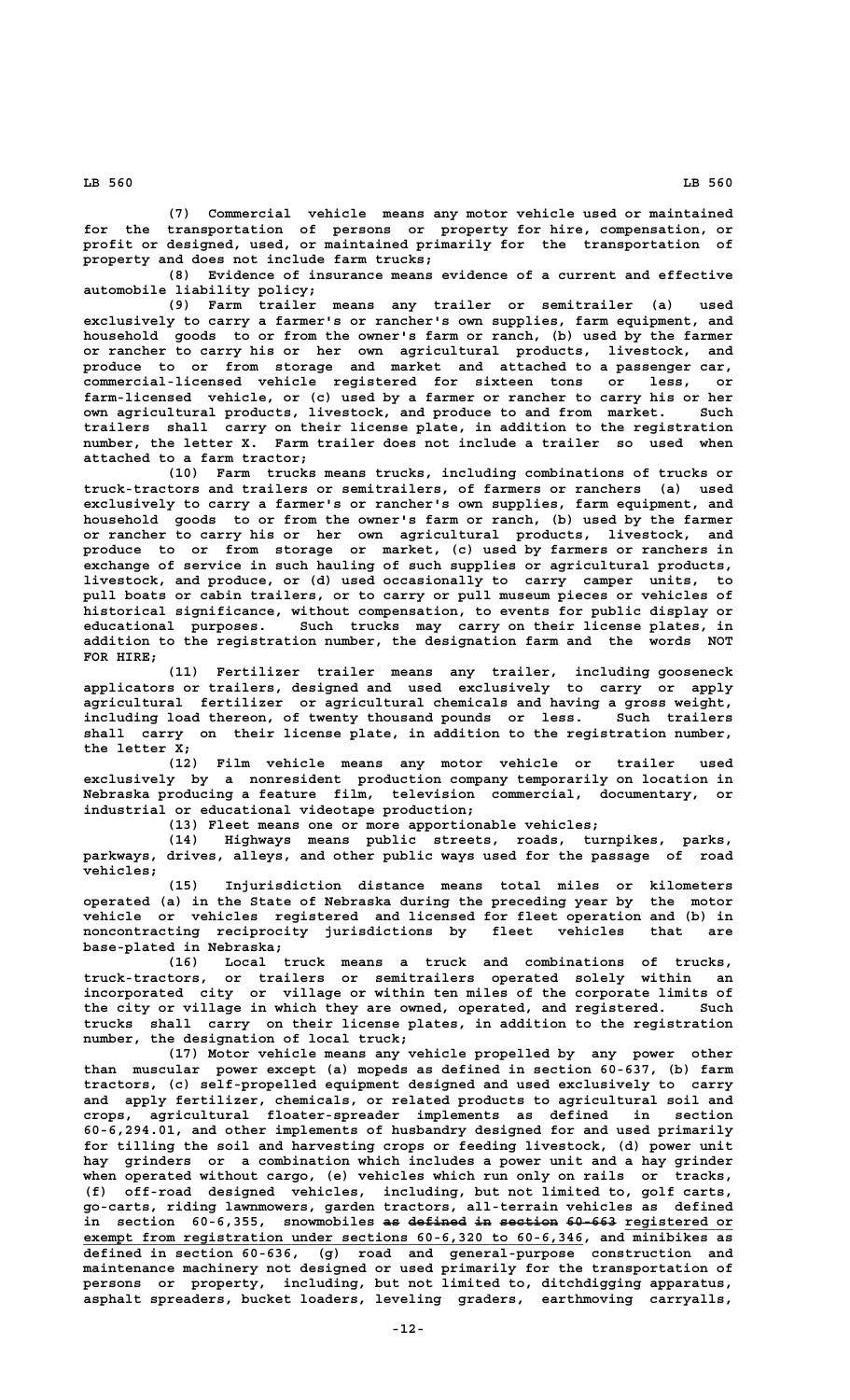(7) Commercial vehicle means any motor vehicle used or maintained for the transportation of persons or property for hire, compensation, or profit or designed, used, or maintained primarily for the transportation of property and does not include farm trucks;

(8) Evidence of insurance means evidence of a current and effective automobile liability policy;

(9) Farm trailer means any trailer or semitrailer (a) used exclusively to carry a farmer's or rancher's own supplies, farm equipment, and household goods to or from the owner's farm or ranch, (b) used by the farmer or rancher to carry his or her own agricultural products, livestock, and produce to or from storage and market and attached to a passenger car, commercial-licensed vehicle registered for sixteen tons or less, or farm-licensed vehicle, or (c) used by a farmer or rancher to carry his or her own agricultural products, livestock, and produce to and from market. Such trailers shall carry on their license plate, in addition to the registration number, the letter X. Farm trailer does not include a trailer so used when attached to a farm tractor;

(10) Farm trucks means trucks, including combinations of trucks or truck-tractors and trailers or semitrailers, of farmers or ranchers (a) used exclusively to carry a farmer's or rancher's own supplies, farm equipment, and household goods to or from the owner's farm or ranch, (b) used by the farmer or rancher to carry his or her own agricultural products, livestock, and produce to or from storage or market, (c) used by farmers or ranchers in exchange of service in such hauling of such supplies or agricultural products, livestock, and produce, or (d) used occasionally to carry camper units, to pull boats or cabin trailers, or to carry or pull museum pieces or vehicles of historical significance, without compensation, to events for public display or educational purposes. Such trucks may carry on their license plates, in addition to the registration number, the designation farm and the words NOT FOR HIRE;

(11) Fertilizer trailer means any trailer, including gooseneck applicators or trailers, designed and used exclusively to carry or apply agricultural fertilizer or agricultural chemicals and having a gross weight, including load thereon, of twenty thousand pounds or less. Such trailers shall carry on their license plate, in addition to the registration number, the letter X;

(12) Film vehicle means any motor vehicle or trailer used exclusively by a nonresident production company temporarily on location in Nebraska producing a feature film, television commercial, documentary, or industrial or educational videotape production;

(13) Fleet means one or more apportionable vehicles;

(14) Highways means public streets, roads, turnpikes, parks, parkways, drives, alleys, and other public ways used for the passage of road vehicles;

(15) Injurisdiction distance means total miles or kilometers operated (a) in the State of Nebraska during the preceding year by the motor vehicle or vehicles registered and licensed for fleet operation and (b) in noncontracting reciprocity jurisdictions by fleet vehicles that are base-plated in Nebraska;

(16) Local truck means a truck and combinations of trucks, truck-tractors, or trailers or semitrailers operated solely within an incorporated city or village or within ten miles of the corporate limits of the city or village in which they are owned, operated, and registered. Such trucks shall carry on their license plates, in addition to the registration number, the designation of local truck;

(17) Motor vehicle means any vehicle propelled by any power other than muscular power except (a) mopeds as defined in section 60-637, (b) farm tractors, (c) self-propelled equipment designed and used exclusively to carry and apply fertilizer, chemicals, or related products to agricultural soil and crops, agricultural floater-spreader implements as defined in section 60-6,294.01, and other implements of husbandry designed for and used primarily for tilling the soil and harvesting crops or feeding livestock, (d) power unit hay grinders or a combination which includes a power unit and a hay grinder when operated without cargo, (e) vehicles which run only on rails or tracks, (f) off-road designed vehicles, including, but not limited to, golf carts, go-carts, riding lawnmowers, garden tractors, all-terrain vehicles as defined in section 60-6,355, snowmobiles ~~as defined in section 60-663~~ registered or exempt from registration under sections 60-6,320 to 60-6,346, and minibikes as defined in section 60-636, (g) road and general-purpose construction and maintenance machinery not designed or used primarily for the transportation of persons or property, including, but not limited to, ditchdigging apparatus, asphalt spreaders, bucket loaders, leveling graders, earthmoving carryalls,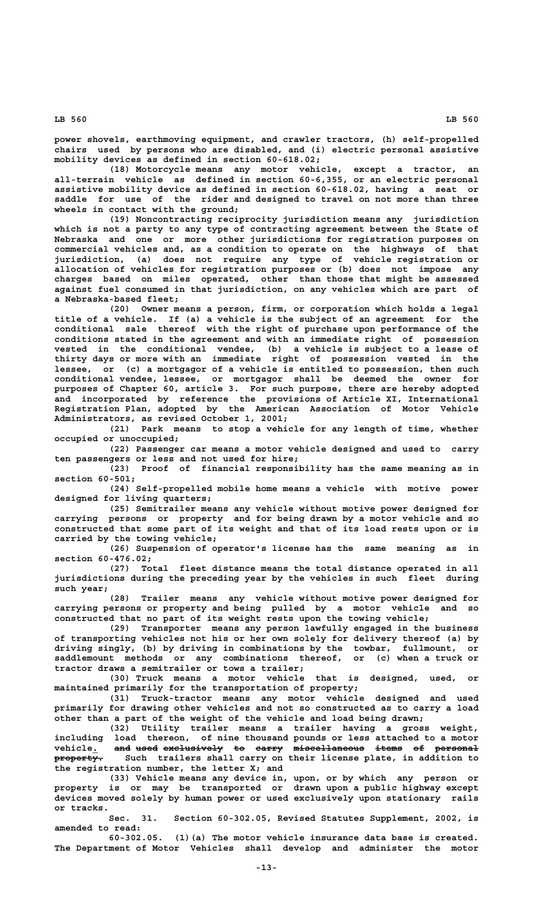power shovels, earthmoving equipment, and crawler tractors, (h) self-propelled chairs used by persons who are disabled, and (i) electric personal assistive mobility devices as defined in section 60-618.02;

(18) Motorcycle means any motor vehicle, except a tractor, an all-terrain vehicle as defined in section 60-6,355, or an electric personal assistive mobility device as defined in section 60-618.02, having a seat or saddle for use of the rider and designed to travel on not more than three wheels in contact with the ground;

(19) Noncontracting reciprocity jurisdiction means any jurisdiction which is not a party to any type of contracting agreement between the State of Nebraska and one or more other jurisdictions for registration purposes on commercial vehicles and, as a condition to operate on the highways of that jurisdiction, (a) does not require any type of vehicle registration or allocation of vehicles for registration purposes or (b) does not impose any charges based on miles operated, other than those that might be assessed against fuel consumed in that jurisdiction, on any vehicles which are part of a Nebraska-based fleet;

(20) Owner means a person, firm, or corporation which holds a legal title of a vehicle. If (a) a vehicle is the subject of an agreement for the conditional sale thereof with the right of purchase upon performance of the conditions stated in the agreement and with an immediate right of possession vested in the conditional vendee, (b) a vehicle is subject to a lease of thirty days or more with an immediate right of possession vested in the lessee, or (c) a mortgagor of a vehicle is entitled to possession, then such conditional vendee, lessee, or mortgagor shall be deemed the owner for purposes of Chapter 60, article 3. For such purpose, there are hereby adopted and incorporated by reference the provisions of Article XI, International Registration Plan, adopted by the American Association of Motor Vehicle Administrators, as revised October 1, 2001;

(21) Park means to stop a vehicle for any length of time, whether occupied or unoccupied;

(22) Passenger car means a motor vehicle designed and used to carry ten passengers or less and not used for hire;

(23) Proof of financial responsibility has the same meaning as in section 60-501;

(24) Self-propelled mobile home means a vehicle with motive power designed for living quarters;

(25) Semitrailer means any vehicle without motive power designed for carrying persons or property and for being drawn by a motor vehicle and so constructed that some part of its weight and that of its load rests upon or is carried by the towing vehicle;

(26) Suspension of operator's license has the same meaning as in section 60-476.02;

(27) Total fleet distance means the total distance operated in all jurisdictions during the preceding year by the vehicles in such fleet during such year;

(28) Trailer means any vehicle without motive power designed for carrying persons or property and being pulled by a motor vehicle and so constructed that no part of its weight rests upon the towing vehicle;

(29) Transporter means any person lawfully engaged in the business of transporting vehicles not his or her own solely for delivery thereof (a) by driving singly, (b) by driving in combinations by the towbar, fullmount, or saddlemount methods or any combinations thereof, or (c) when a truck or tractor draws a semitrailer or tows a trailer;

(30) Truck means a motor vehicle that is designed, used, or maintained primarily for the transportation of property;

(31) Truck-tractor means any motor vehicle designed and used primarily for drawing other vehicles and not so constructed as to carry a load other than a part of the weight of the vehicle and load being drawn;

(32) Utility trailer means a trailer having a gross weight, including load thereon, of nine thousand pounds or less attached to a motor vehicle. ~~and used exclusively to carry miscellaneous items of personal property.~~ Such trailers shall carry on their license plate, in addition to the registration number, the letter X; and

(33) Vehicle means any device in, upon, or by which any person or property is or may be transported or drawn upon a public highway except devices moved solely by human power or used exclusively upon stationary rails or tracks.

Sec. 31. Section 60-302.05, Revised Statutes Supplement, 2002, is amended to read:

60-302.05. (1)(a) The motor vehicle insurance data base is created. The Department of Motor Vehicles shall develop and administer the motor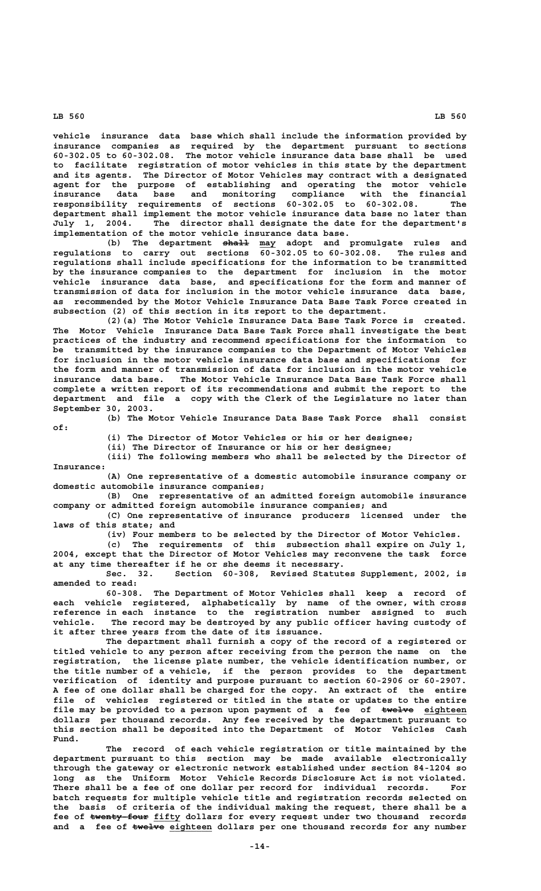vehicle insurance data base which shall include the information provided by insurance companies as required by the department pursuant to sections 60-302.05 to 60-302.08. The motor vehicle insurance data base shall be used to facilitate registration of motor vehicles in this state by the department and its agents. The Director of Motor Vehicles may contract with a designated agent for the purpose of establishing and operating the motor vehicle insurance data base and monitoring compliance with the financial responsibility requirements of sections 60-302.05 to 60-302.08. The department shall implement the motor vehicle insurance data base no later than July 1, 2004. The director shall designate the date for the department's implementation of the motor vehicle insurance data base.

(b) The department ~~shall~~ may adopt and promulgate rules and regulations to carry out sections 60-302.05 to 60-302.08. The rules and regulations shall include specifications for the information to be transmitted by the insurance companies to the department for inclusion in the motor vehicle insurance data base, and specifications for the form and manner of transmission of data for inclusion in the motor vehicle insurance data base, as recommended by the Motor Vehicle Insurance Data Base Task Force created in subsection (2) of this section in its report to the department.

(2)(a) The Motor Vehicle Insurance Data Base Task Force is created. The Motor Vehicle Insurance Data Base Task Force shall investigate the best practices of the industry and recommend specifications for the information to be transmitted by the insurance companies to the Department of Motor Vehicles for inclusion in the motor vehicle insurance data base and specifications for the form and manner of transmission of data for inclusion in the motor vehicle insurance data base. The Motor Vehicle Insurance Data Base Task Force shall complete a written report of its recommendations and submit the report to the department and file a copy with the Clerk of the Legislature no later than September 30, 2003.

(b) The Motor Vehicle Insurance Data Base Task Force shall consist of:

(i) The Director of Motor Vehicles or his or her designee;

(ii) The Director of Insurance or his or her designee;

(iii) The following members who shall be selected by the Director of Insurance:

(A) One representative of a domestic automobile insurance company or domestic automobile insurance companies;

(B) One representative of an admitted foreign automobile insurance company or admitted foreign automobile insurance companies; and

(C) One representative of insurance producers licensed under the laws of this state; and

(iv) Four members to be selected by the Director of Motor Vehicles.

(c) The requirements of this subsection shall expire on July 1, 2004, except that the Director of Motor Vehicles may reconvene the task force at any time thereafter if he or she deems it necessary.

Sec. 32. Section 60-308, Revised Statutes Supplement, 2002, is amended to read:

60-308. The Department of Motor Vehicles shall keep a record of each vehicle registered, alphabetically by name of the owner, with cross reference in each instance to the registration number assigned to such vehicle. The record may be destroyed by any public officer having custody of it after three years from the date of its issuance.

The department shall furnish a copy of the record of a registered or titled vehicle to any person after receiving from the person the name on the registration, the license plate number, the vehicle identification number, or the title number of a vehicle, if the person provides to the department verification of identity and purpose pursuant to section 60-2906 or 60-2907. A fee of one dollar shall be charged for the copy. An extract of the entire file of vehicles registered or titled in the state or updates to the entire file may be provided to a person upon payment of a fee of ~~twelve~~ eighteen dollars per thousand records. Any fee received by the department pursuant to this section shall be deposited into the Department of Motor Vehicles Cash Fund.

The record of each vehicle registration or title maintained by the department pursuant to this section may be made available electronically through the gateway or electronic network established under section 84-1204 so long as the Uniform Motor Vehicle Records Disclosure Act is not violated. There shall be a fee of one dollar per record for individual records. For batch requests for multiple vehicle title and registration records selected on the basis of criteria of the individual making the request, there shall be a fee of ~~twenty-four~~ fifty dollars for every request under two thousand records and a fee of ~~twelve~~ eighteen dollars per one thousand records for any number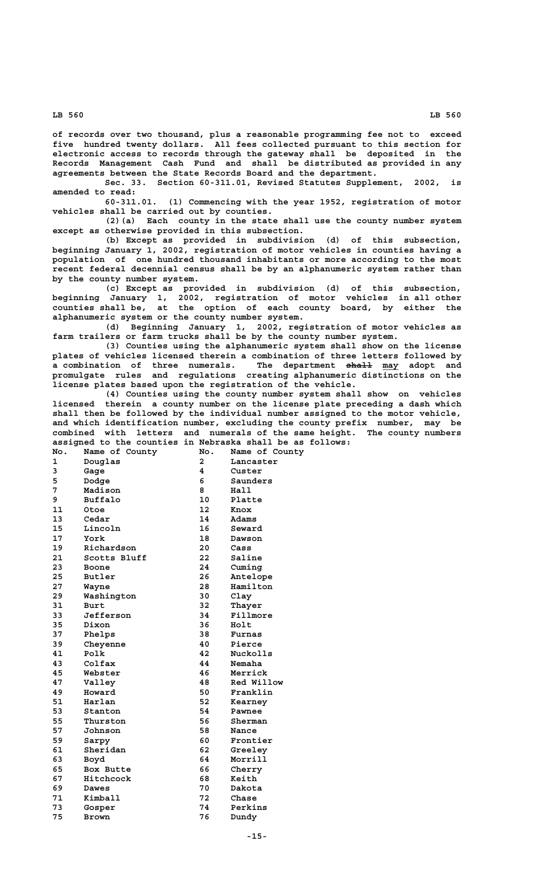of records over two thousand, plus a reasonable programming fee not to exceed five hundred twenty dollars. All fees collected pursuant to this section for electronic access to records through the gateway shall be deposited in the Records Management Cash Fund and shall be distributed as provided in any agreements between the State Records Board and the department.

Sec. 33. Section 60-311.01, Revised Statutes Supplement, 2002, is amended to read:

60-311.01. (1) Commencing with the year 1952, registration of motor vehicles shall be carried out by counties.

(2)(a) Each county in the state shall use the county number system except as otherwise provided in this subsection.

(b) Except as provided in subdivision (d) of this subsection, beginning January 1, 2002, registration of motor vehicles in counties having a population of one hundred thousand inhabitants or more according to the most recent federal decennial census shall be by an alphanumeric system rather than by the county number system.

(c) Except as provided in subdivision (d) of this subsection, beginning January 1, 2002, registration of motor vehicles in all other counties shall be, at the option of each county board, by either the alphanumeric system or the county number system.

(d) Beginning January 1, 2002, registration of motor vehicles as farm trailers or farm trucks shall be by the county number system.

(3) Counties using the alphanumeric system shall show on the license plates of vehicles licensed therein a combination of three letters followed by a combination of three numerals. The department ~~shall~~ may adopt and promulgate rules and regulations creating alphanumeric distinctions on the license plates based upon the registration of the vehicle.

(4) Counties using the county number system shall show on vehicles licensed therein a county number on the license plate preceding a dash which shall then be followed by the individual number assigned to the motor vehicle, and which identification number, excluding the county prefix number, may be combined with letters and numerals of the same height. The county numbers assigned to the counties in Nebraska shall be as follows:

| No. | Name of County | No. | Name of County |
|---|---|---|---|
| 1 | Douglas | 2 | Lancaster |
| 3 | Gage | 4 | Custer |
| 5 | Dodge | 6 | Saunders |
| 7 | Madison | 8 | Hall |
| 9 | Buffalo | 10 | Platte |
| 11 | Otoe | 12 | Knox |
| 13 | Cedar | 14 | Adams |
| 15 | Lincoln | 16 | Seward |
| 17 | York | 18 | Dawson |
| 19 | Richardson | 20 | Cass |
| 21 | Scotts Bluff | 22 | Saline |
| 23 | Boone | 24 | Cuming |
| 25 | Butler | 26 | Antelope |
| 27 | Wayne | 28 | Hamilton |
| 29 | Washington | 30 | Clay |
| 31 | Burt | 32 | Thayer |
| 33 | Jefferson | 34 | Fillmore |
| 35 | Dixon | 36 | Holt |
| 37 | Phelps | 38 | Furnas |
| 39 | Cheyenne | 40 | Pierce |
| 41 | Polk | 42 | Nuckolls |
| 43 | Colfax | 44 | Nemaha |
| 45 | Webster | 46 | Merrick |
| 47 | Valley | 48 | Red Willow |
| 49 | Howard | 50 | Franklin |
| 51 | Harlan | 52 | Kearney |
| 53 | Stanton | 54 | Pawnee |
| 55 | Thurston | 56 | Sherman |
| 57 | Johnson | 58 | Nance |
| 59 | Sarpy | 60 | Frontier |
| 61 | Sheridan | 62 | Greeley |
| 63 | Boyd | 64 | Morrill |
| 65 | Box Butte | 66 | Cherry |
| 67 | Hitchcock | 68 | Keith |
| 69 | Dawes | 70 | Dakota |
| 71 | Kimball | 72 | Chase |
| 73 | Gosper | 74 | Perkins |
| 75 | Brown | 76 | Dundy |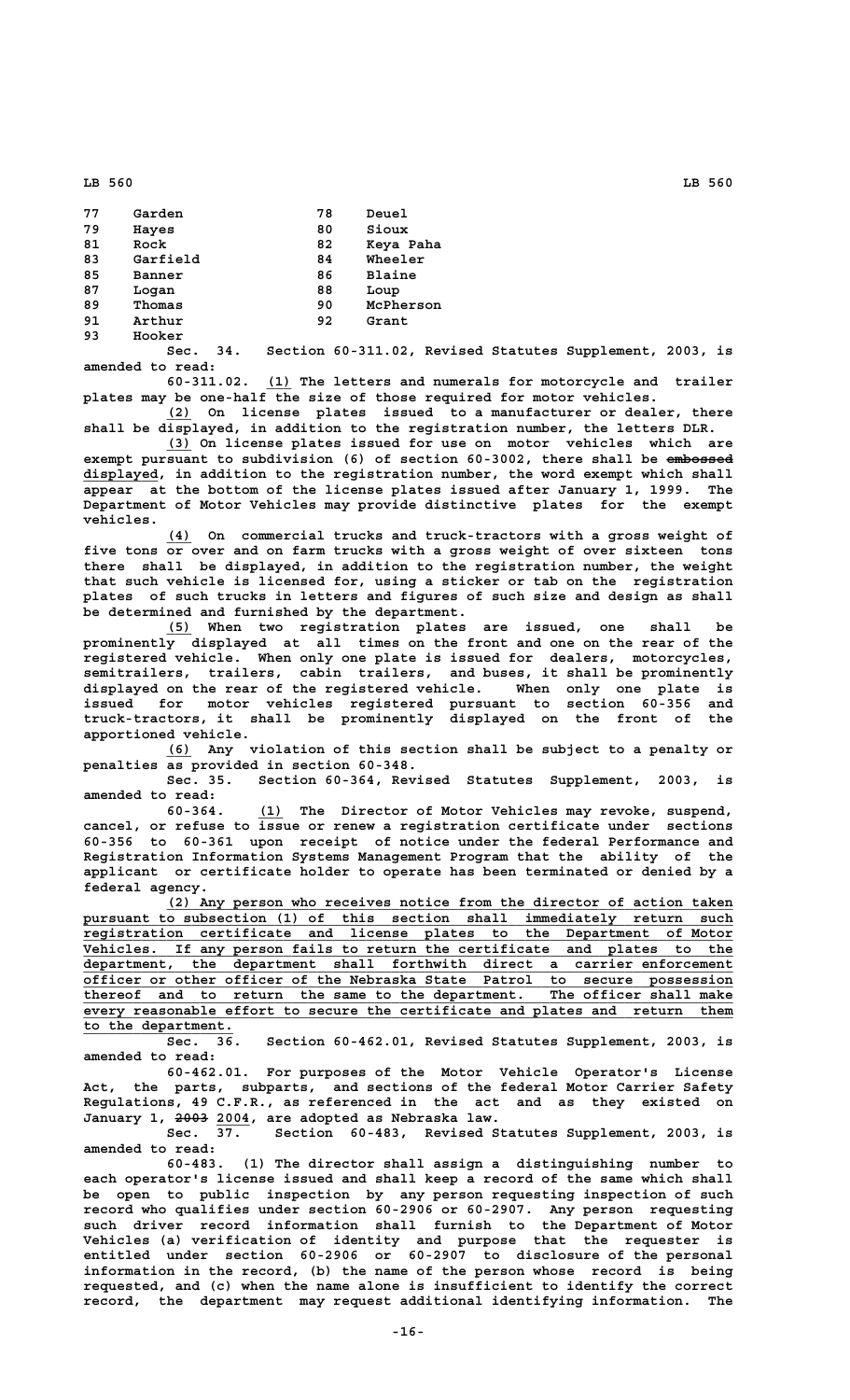| | | | |
|---|---|---|---|
| 77 | Garden | 78 | Deuel |
| 79 | Hayes | 80 | Sioux |
| 81 | Rock | 82 | Keya Paha |
| 83 | Garfield | 84 | Wheeler |
| 85 | Banner | 86 | Blaine |
| 87 | Logan | 88 | Loup |
| 89 | Thomas | 90 | McPherson |
| 91 | Arthur | 92 | Grant |
| 93 | Hooker | | |

Sec. 34. Section 60-311.02, Revised Statutes Supplement, 2003, is amended to read:

60-311.02. (1) The letters and numerals for motorcycle and trailer plates may be one-half the size of those required for motor vehicles.

(2) On license plates issued to a manufacturer or dealer, there shall be displayed, in addition to the registration number, the letters DLR.

(3) On license plates issued for use on motor vehicles which are exempt pursuant to subdivision (6) of section 60-3002, there shall be ~~embossed~~ displayed, in addition to the registration number, the word exempt which shall appear at the bottom of the license plates issued after January 1, 1999. The Department of Motor Vehicles may provide distinctive plates for the exempt vehicles.

(4) On commercial trucks and truck-tractors with a gross weight of five tons or over and on farm trucks with a gross weight of over sixteen tons there shall be displayed, in addition to the registration number, the weight that such vehicle is licensed for, using a sticker or tab on the registration plates of such trucks in letters and figures of such size and design as shall be determined and furnished by the department.

(5) When two registration plates are issued, one shall be prominently displayed at all times on the front and one on the rear of the registered vehicle. When only one plate is issued for dealers, motorcycles, semitrailers, trailers, cabin trailers, and buses, it shall be prominently displayed on the rear of the registered vehicle. When only one plate is issued for motor vehicles registered pursuant to section 60-356 and truck-tractors, it shall be prominently displayed on the front of the apportioned vehicle.

(6) Any violation of this section shall be subject to a penalty or penalties as provided in section 60-348.

Sec. 35. Section 60-364, Revised Statutes Supplement, 2003, is amended to read:

60-364. (1) The Director of Motor Vehicles may revoke, suspend, cancel, or refuse to issue or renew a registration certificate under sections 60-356 to 60-361 upon receipt of notice under the federal Performance and Registration Information Systems Management Program that the ability of the applicant or certificate holder to operate has been terminated or denied by a federal agency.

(2) Any person who receives notice from the director of action taken pursuant to subsection (1) of this section shall immediately return such registration certificate and license plates to the Department of Motor Vehicles. If any person fails to return the certificate and plates to the department, the department shall forthwith direct a carrier enforcement officer or other officer of the Nebraska State Patrol to secure possession thereof and to return the same to the department. The officer shall make every reasonable effort to secure the certificate and plates and return them to the department.

Sec. 36. Section 60-462.01, Revised Statutes Supplement, 2003, is amended to read:

60-462.01. For purposes of the Motor Vehicle Operator's License Act, the parts, subparts, and sections of the federal Motor Carrier Safety Regulations, 49 C.F.R., as referenced in the act and as they existed on January 1, ~~2003~~ 2004, are adopted as Nebraska law.

Sec. 37. Section 60-483, Revised Statutes Supplement, 2003, is amended to read:

60-483. (1) The director shall assign a distinguishing number to each operator's license issued and shall keep a record of the same which shall be open to public inspection by any person requesting inspection of such record who qualifies under section 60-2906 or 60-2907. Any person requesting such driver record information shall furnish to the Department of Motor Vehicles (a) verification of identity and purpose that the requester is entitled under section 60-2906 or 60-2907 to disclosure of the personal information in the record, (b) the name of the person whose record is being requested, and (c) when the name alone is insufficient to identify the correct record, the department may request additional identifying information. The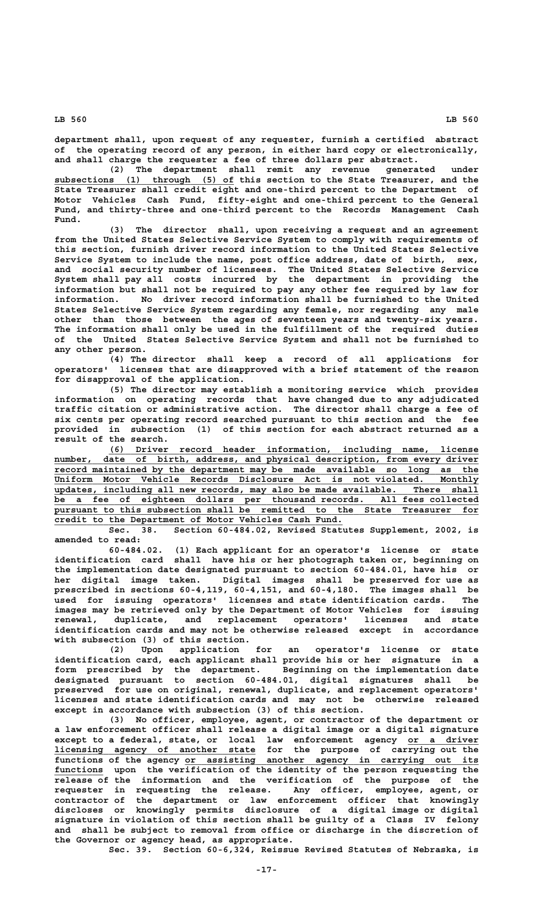department shall, upon request of any requester, furnish a certified abstract of the operating record of any person, in either hard copy or electronically, and shall charge the requester a fee of three dollars per abstract.

(2) The department shall remit any revenue generated under subsections (1) through (5) of this section to the State Treasurer, and the State Treasurer shall credit eight and one-third percent to the Department of Motor Vehicles Cash Fund, fifty-eight and one-third percent to the General Fund, and thirty-three and one-third percent to the Records Management Cash Fund.

(3) The director shall, upon receiving a request and an agreement from the United States Selective Service System to comply with requirements of this section, furnish driver record information to the United States Selective Service System to include the name, post office address, date of birth, sex, and social security number of licensees. The United States Selective Service System shall pay all costs incurred by the department in providing the information but shall not be required to pay any other fee required by law for information. No driver record information shall be furnished to the United States Selective Service System regarding any female, nor regarding any male other than those between the ages of seventeen years and twenty-six years. The information shall only be used in the fulfillment of the required duties of the United States Selective Service System and shall not be furnished to any other person.

(4) The director shall keep a record of all applications for operators' licenses that are disapproved with a brief statement of the reason for disapproval of the application.

(5) The director may establish a monitoring service which provides information on operating records that have changed due to any adjudicated traffic citation or administrative action. The director shall charge a fee of six cents per operating record searched pursuant to this section and the fee provided in subsection (1) of this section for each abstract returned as a result of the search.

(6) Driver record header information, including name, license number, date of birth, address, and physical description, from every driver record maintained by the department may be made available so long as the Uniform Motor Vehicle Records Disclosure Act is not violated. Monthly updates, including all new records, may also be made available. There shall be a fee of eighteen dollars per thousand records. All fees collected pursuant to this subsection shall be remitted to the State Treasurer for credit to the Department of Motor Vehicles Cash Fund.

Sec. 38. Section 60-484.02, Revised Statutes Supplement, 2002, is amended to read:

60-484.02. (1) Each applicant for an operator's license or state identification card shall have his or her photograph taken or, beginning on the implementation date designated pursuant to section 60-484.01, have his or her digital image taken. Digital images shall be preserved for use as prescribed in sections 60-4,119, 60-4,151, and 60-4,180. The images shall be used for issuing operators' licenses and state identification cards. The images may be retrieved only by the Department of Motor Vehicles for issuing renewal, duplicate, and replacement operators' licenses and state identification cards and may not be otherwise released except in accordance with subsection (3) of this section.

(2) Upon application for an operator's license or state identification card, each applicant shall provide his or her signature in a form prescribed by the department. Beginning on the implementation date designated pursuant to section 60-484.01, digital signatures shall be preserved for use on original, renewal, duplicate, and replacement operators' licenses and state identification cards and may not be otherwise released except in accordance with subsection (3) of this section.

(3) No officer, employee, agent, or contractor of the department or a law enforcement officer shall release a digital image or a digital signature except to a federal, state, or local law enforcement agency or a driver licensing agency of another state for the purpose of carrying out the functions of the agency or assisting another agency in carrying out its functions upon the verification of the identity of the person requesting the release of the information and the verification of the purpose of the requester in requesting the release. Any officer, employee, agent, or contractor of the department or law enforcement officer that knowingly discloses or knowingly permits disclosure of a digital image or digital signature in violation of this section shall be guilty of a Class IV felony and shall be subject to removal from office or discharge in the discretion of the Governor or agency head, as appropriate.

Sec. 39. Section 60-6,324, Reissue Revised Statutes of Nebraska, is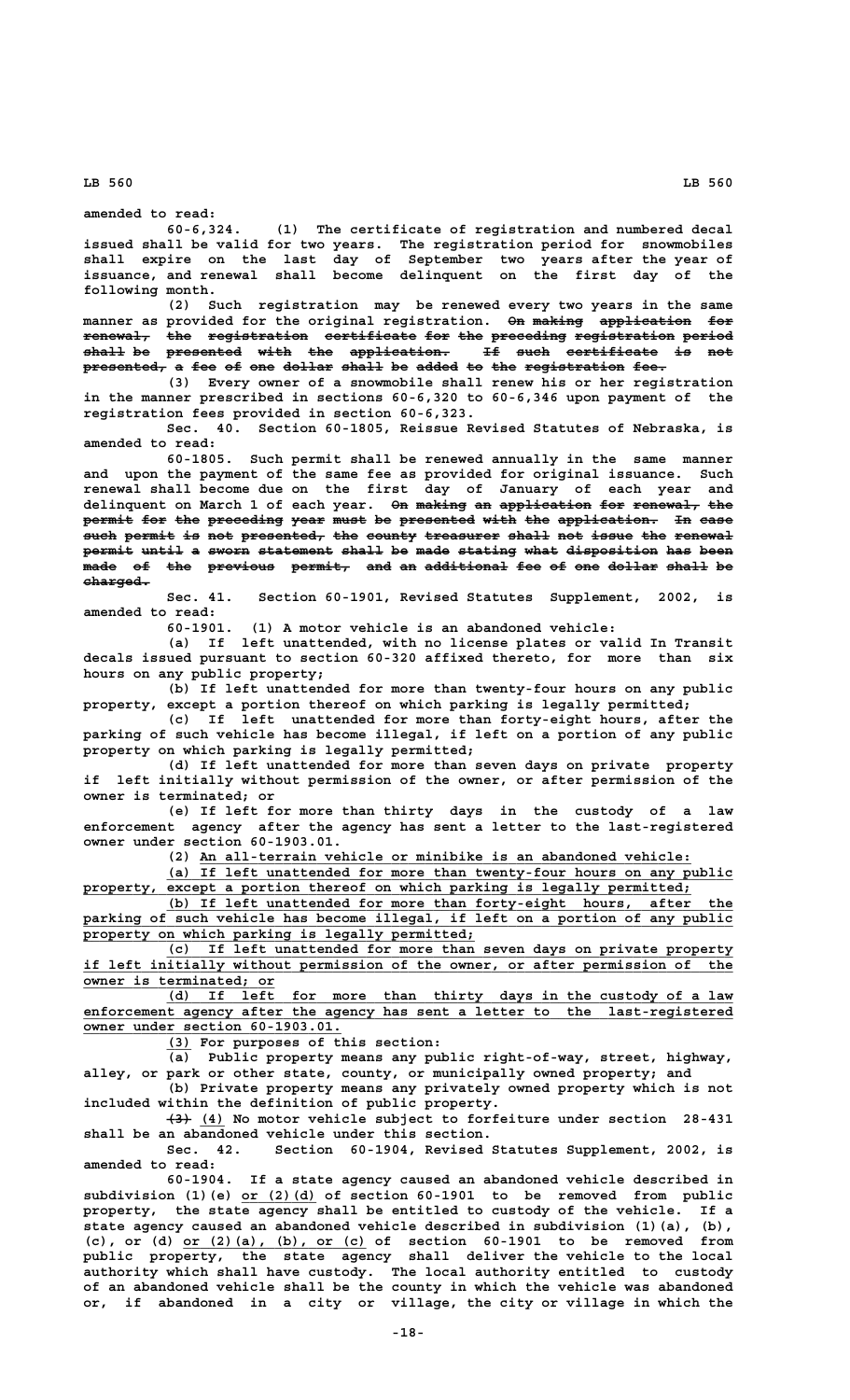amended to read:

60-6,324. (1) The certificate of registration and numbered decal issued shall be valid for two years. The registration period for snowmobiles shall expire on the last day of September two years after the year of issuance, and renewal shall become delinquent on the first day of the following month.

(2) Such registration may be renewed every two years in the same manner as provided for the original registration. ~~On making application for renewal, the registration certificate for the preceding registration period shall be presented with the application. If such certificate is not presented, a fee of one dollar shall be added to the registration fee.~~

(3) Every owner of a snowmobile shall renew his or her registration in the manner prescribed in sections 60-6,320 to 60-6,346 upon payment of the registration fees provided in section 60-6,323.

Sec. 40. Section 60-1805, Reissue Revised Statutes of Nebraska, is amended to read:

60-1805. Such permit shall be renewed annually in the same manner and upon the payment of the same fee as provided for original issuance. Such renewal shall become due on the first day of January of each year and delinquent on March 1 of each year. ~~On making an application for renewal, the permit for the preceding year must be presented with the application. In case such permit is not presented, the county treasurer shall not issue the renewal permit until a sworn statement shall be made stating what disposition has been made of the previous permit, and an additional fee of one dollar shall be charged.~~

Sec. 41. Section 60-1901, Revised Statutes Supplement, 2002, is amended to read:

60-1901. (1) A motor vehicle is an abandoned vehicle:

(a) If left unattended, with no license plates or valid In Transit decals issued pursuant to section 60-320 affixed thereto, for more than six hours on any public property;

(b) If left unattended for more than twenty-four hours on any public property, except a portion thereof on which parking is legally permitted;

(c) If left unattended for more than forty-eight hours, after the parking of such vehicle has become illegal, if left on a portion of any public property on which parking is legally permitted;

(d) If left unattended for more than seven days on private property if left initially without permission of the owner, or after permission of the owner is terminated; or

(e) If left for more than thirty days in the custody of a law enforcement agency after the agency has sent a letter to the last-registered owner under section 60-1903.01.

(2) <u>An all-terrain vehicle or minibike is an abandoned vehicle:</u>

<u>(a) If left unattended for more than twenty-four hours on any public property, except a portion thereof on which parking is legally permitted;</u>

<u>(b) If left unattended for more than forty-eight hours, after the parking of such vehicle has become illegal, if left on a portion of any public property on which parking is legally permitted;</u>

<u>(c) If left unattended for more than seven days on private property if left initially without permission of the owner, or after permission of the owner is terminated; or</u>

<u>(d) If left for more than thirty days in the custody of a law enforcement agency after the agency has sent a letter to the last-registered owner under section 60-1903.01.</u>

<u>(3)</u> For purposes of this section:

(a) Public property means any public right-of-way, street, highway, alley, or park or other state, county, or municipally owned property; and

(b) Private property means any privately owned property which is not included within the definition of public property.

~~(3)~~ <u>(4)</u> No motor vehicle subject to forfeiture under section 28-431 shall be an abandoned vehicle under this section.

Sec. 42. Section 60-1904, Revised Statutes Supplement, 2002, is amended to read:

60-1904. If a state agency caused an abandoned vehicle described in subdivision (1)(e) <u>or (2)(d)</u> of section 60-1901 to be removed from public property, the state agency shall be entitled to custody of the vehicle. If a state agency caused an abandoned vehicle described in subdivision (1)(a), (b), (c), or (d) <u>or (2)(a), (b), or (c)</u> of section 60-1901 to be removed from public property, the state agency shall deliver the vehicle to the local authority which shall have custody. The local authority entitled to custody of an abandoned vehicle shall be the county in which the vehicle was abandoned or, if abandoned in a city or village, the city or village in which the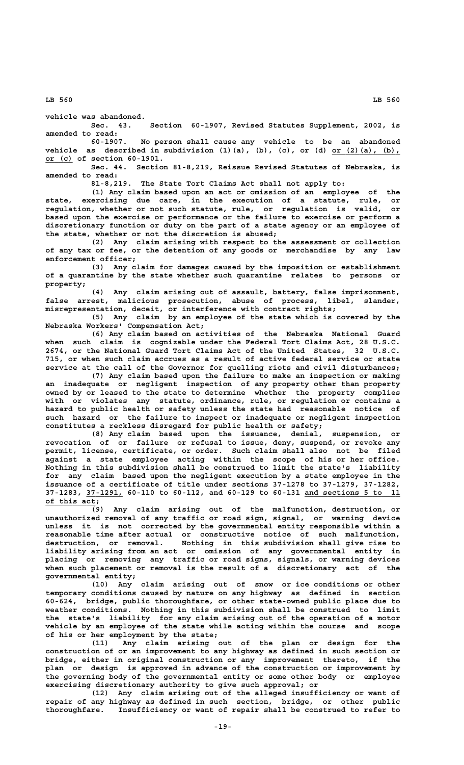vehicle was abandoned.

Sec. 43. Section 60-1907, Revised Statutes Supplement, 2002, is amended to read:

60-1907. No person shall cause any vehicle to be an abandoned vehicle as described in subdivision (1)(a), (b), (c), or (d) or (2)(a), (b), or (c) of section 60-1901.

Sec. 44. Section 81-8,219, Reissue Revised Statutes of Nebraska, is amended to read:

81-8,219. The State Tort Claims Act shall not apply to:

(1) Any claim based upon an act or omission of an employee of the state, exercising due care, in the execution of a statute, rule, or regulation, whether or not such statute, rule, or regulation is valid, or based upon the exercise or performance or the failure to exercise or perform a discretionary function or duty on the part of a state agency or an employee of the state, whether or not the discretion is abused;

(2) Any claim arising with respect to the assessment or collection of any tax or fee, or the detention of any goods or merchandise by any law enforcement officer;

(3) Any claim for damages caused by the imposition or establishment of a quarantine by the state whether such quarantine relates to persons or property;

(4) Any claim arising out of assault, battery, false imprisonment, false arrest, malicious prosecution, abuse of process, libel, slander, misrepresentation, deceit, or interference with contract rights;

(5) Any claim by an employee of the state which is covered by the Nebraska Workers' Compensation Act;

(6) Any claim based on activities of the Nebraska National Guard when such claim is cognizable under the Federal Tort Claims Act, 28 U.S.C. 2674, or the National Guard Tort Claims Act of the United States, 32 U.S.C. 715, or when such claim accrues as a result of active federal service or state service at the call of the Governor for quelling riots and civil disturbances;

(7) Any claim based upon the failure to make an inspection or making an inadequate or negligent inspection of any property other than property owned by or leased to the state to determine whether the property complies with or violates any statute, ordinance, rule, or regulation or contains a hazard to public health or safety unless the state had reasonable notice of such hazard or the failure to inspect or inadequate or negligent inspection constitutes a reckless disregard for public health or safety;

(8) Any claim based upon the issuance, denial, suspension, or revocation of or failure or refusal to issue, deny, suspend, or revoke any permit, license, certificate, or order. Such claim shall also not be filed against a state employee acting within the scope of his or her office. Nothing in this subdivision shall be construed to limit the state's liability for any claim based upon the negligent execution by a state employee in the issuance of a certificate of title under sections 37-1278 to 37-1279, 37-1282, 37-1283, 37-1291, 60-110 to 60-112, and 60-129 to 60-131 and sections 5 to 11 of this act;

(9) Any claim arising out of the malfunction, destruction, or unauthorized removal of any traffic or road sign, signal, or warning device unless it is not corrected by the governmental entity responsible within a reasonable time after actual or constructive notice of such malfunction, destruction, or removal. Nothing in this subdivision shall give rise to liability arising from an act or omission of any governmental entity in placing or removing any traffic or road signs, signals, or warning devices when such placement or removal is the result of a discretionary act of the governmental entity;

(10) Any claim arising out of snow or ice conditions or other temporary conditions caused by nature on any highway as defined in section 60-624, bridge, public thoroughfare, or other state-owned public place due to weather conditions. Nothing in this subdivision shall be construed to limit the state's liability for any claim arising out of the operation of a motor vehicle by an employee of the state while acting within the course and scope of his or her employment by the state;

(11) Any claim arising out of the plan or design for the construction of or an improvement to any highway as defined in such section or bridge, either in original construction or any improvement thereto, if the plan or design is approved in advance of the construction or improvement by the governing body of the governmental entity or some other body or employee exercising discretionary authority to give such approval; or

(12) Any claim arising out of the alleged insufficiency or want of repair of any highway as defined in such section, bridge, or other public thoroughfare. Insufficiency or want of repair shall be construed to refer to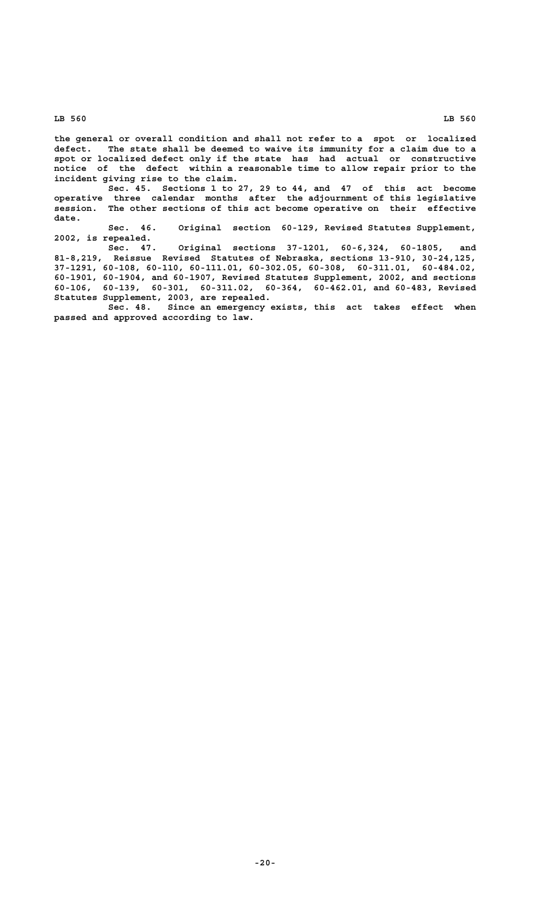the general or overall condition and shall not refer to a spot or localized defect. The state shall be deemed to waive its immunity for a claim due to a spot or localized defect only if the state has had actual or constructive notice of the defect within a reasonable time to allow repair prior to the incident giving rise to the claim.

Sec. 45. Sections 1 to 27, 29 to 44, and 47 of this act become operative three calendar months after the adjournment of this legislative session. The other sections of this act become operative on their effective date.

Sec. 46. Original section 60-129, Revised Statutes Supplement, 2002, is repealed.

Sec. 47. Original sections 37-1201, 60-6,324, 60-1805, and 81-8,219, Reissue Revised Statutes of Nebraska, sections 13-910, 30-24,125, 37-1291, 60-108, 60-110, 60-111.01, 60-302.05, 60-308, 60-311.01, 60-484.02, 60-1901, 60-1904, and 60-1907, Revised Statutes Supplement, 2002, and sections 60-106, 60-139, 60-301, 60-311.02, 60-364, 60-462.01, and 60-483, Revised Statutes Supplement, 2003, are repealed.

Sec. 48. Since an emergency exists, this act takes effect when passed and approved according to law.